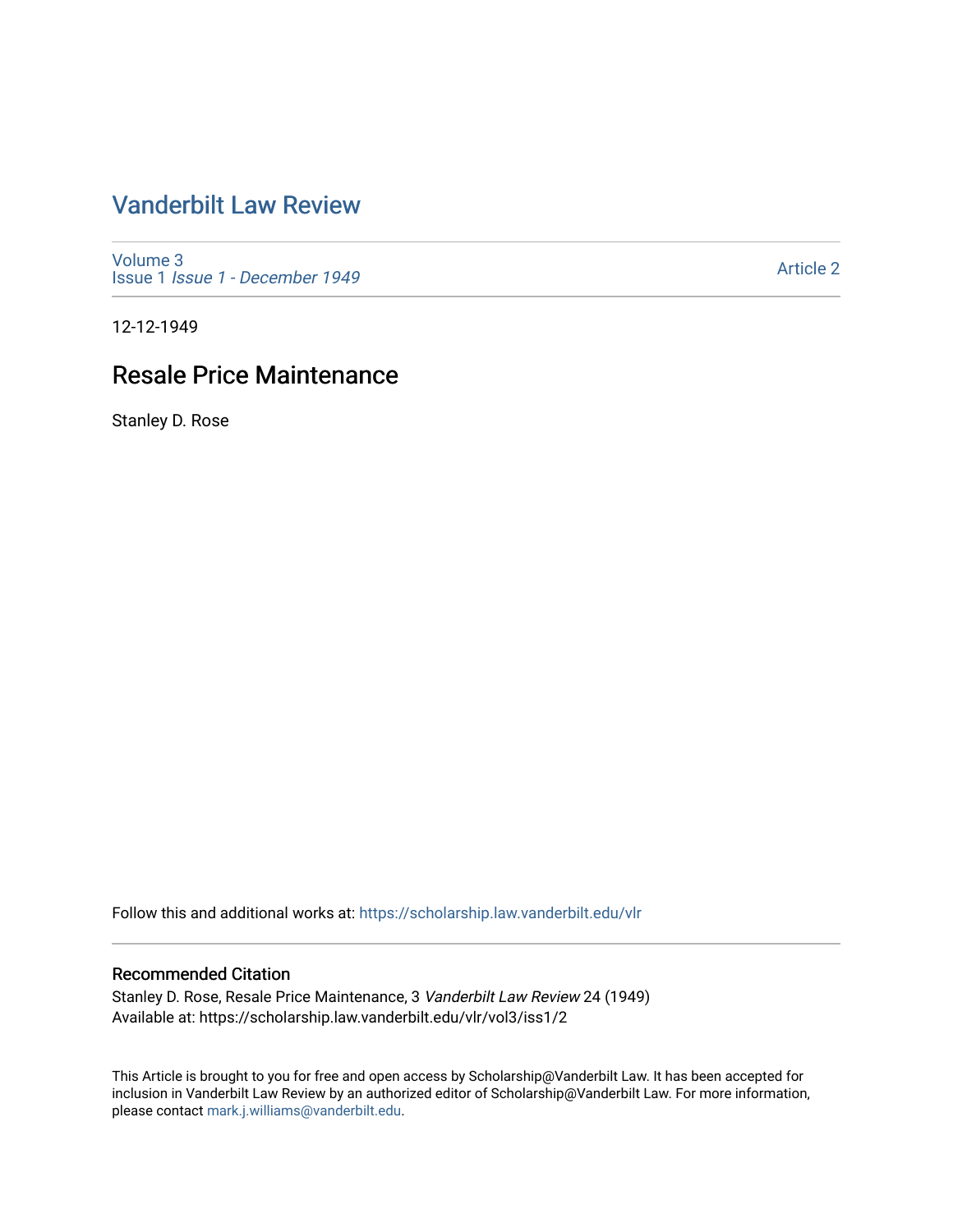# Vanderbilt Law Review

Volume 3
Issue 1 *Issue 1 - December 1949*

Article 2

12-12-1949

## Resale Price Maintenance

Stanley D. Rose

Follow this and additional works at: https://scholarship.law.vanderbilt.edu/vlr

### Recommended Citation

Stanley D. Rose, Resale Price Maintenance, 3 *Vanderbilt Law Review* 24 (1949)
Available at: https://scholarship.law.vanderbilt.edu/vlr/vol3/iss1/2

This Article is brought to you for free and open access by Scholarship@Vanderbilt Law. It has been accepted for inclusion in Vanderbilt Law Review by an authorized editor of Scholarship@Vanderbilt Law. For more information, please contact mark.j.williams@vanderbilt.edu.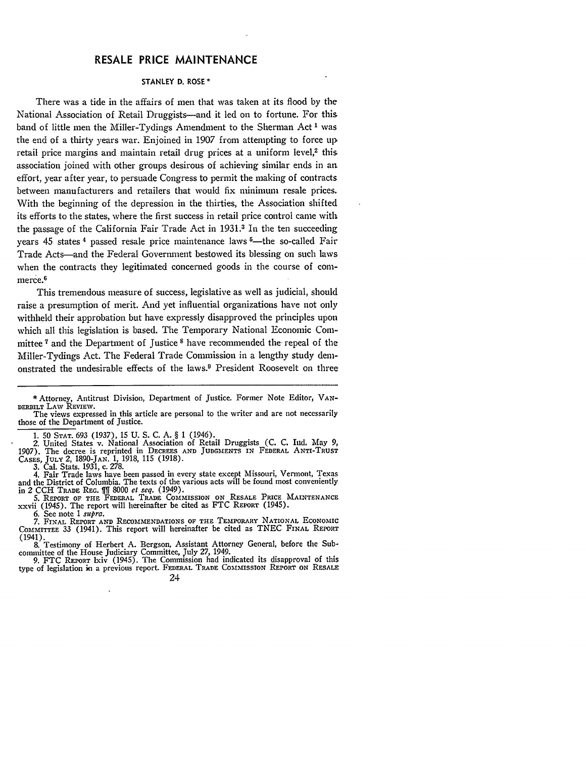# RESALE PRICE MAINTENANCE

STANLEY D. ROSE *

There was a tide in the affairs of men that was taken at its flood by the National Association of Retail Druggists—and it led on to fortune. For this band of little men the Miller-Tydings Amendment to the Sherman Act [1] was the end of a thirty years war. Enjoined in 1907 from attempting to force up retail price margins and maintain retail drug prices at a uniform level,[2] this association joined with other groups desirous of achieving similar ends in an effort, year after year, to persuade Congress to permit the making of contracts between manufacturers and retailers that would fix minimum resale prices. With the beginning of the depression in the thirties, the Association shifted its efforts to the states, where the first success in retail price control came with the passage of the California Fair Trade Act in 1931.[3] In the ten succeeding years 45 states [4] passed resale price maintenance laws [5]—the so-called Fair Trade Acts—and the Federal Government bestowed its blessing on such laws when the contracts they legitimated concerned goods in the course of commerce.[6]

This tremendous measure of success, legislative as well as judicial, should raise a presumption of merit. And yet influential organizations have not only withheld their approbation but have expressly disapproved the principles upon which all this legislation is based. The Temporary National Economic Committee [7] and the Department of Justice [8] have recommended the repeal of the Miller-Tydings Act. The Federal Trade Commission in a lengthy study demonstrated the undesirable effects of the laws.[9] President Roosevelt on three

---

\* Attorney, Antitrust Division, Department of Justice. Former Note Editor, VANDERBILT LAW REVIEW.

The views expressed in this article are personal to the writer and are not necessarily those of the Department of Justice.

1. 50 STAT. 693 (1937), 15 U. S. C. A. § 1 (1946).
2. United States v. National Association of Retail Druggists (C. C. Ind. May 9, 1907). The decree is reprinted in DECREES AND JUDGMENTS IN FEDERAL ANTI-TRUST CASES, JULY 2, 1890-JAN. 1, 1918, 115 (1918).
3. Cal. Stats. 1931, c. 278.
4. Fair Trade laws have been passed in every state except Missouri, Vermont, Texas and the District of Columbia. The texts of the various acts will be found most conveniently in 2 CCH TRADE REG. ¶¶ 8000 *et seq.* (1949).
5. REPORT OF THE FEDERAL TRADE COMMISSION ON RESALE PRICE MAINTENANCE xxvii (1945). The report will hereinafter be cited as FTC REPORT (1945).
6. See note 1 *supra.*
7. FINAL REPORT AND RECOMMENDATIONS OF THE TEMPORARY NATIONAL ECONOMIC COMMITTEE 33 (1941). This report will hereinafter be cited as TNEC FINAL REPORT (1941).
8. Testimony of Herbert A. Bergson, Assistant Attorney General, before the Subcommittee of the House Judiciary Committee, July 27, 1949.
9. FTC REPORT lxiv (1945). The Commission had indicated its disapproval of this type of legislation in a previous report. FEDERAL TRADE COMMISSION REPORT ON RESALE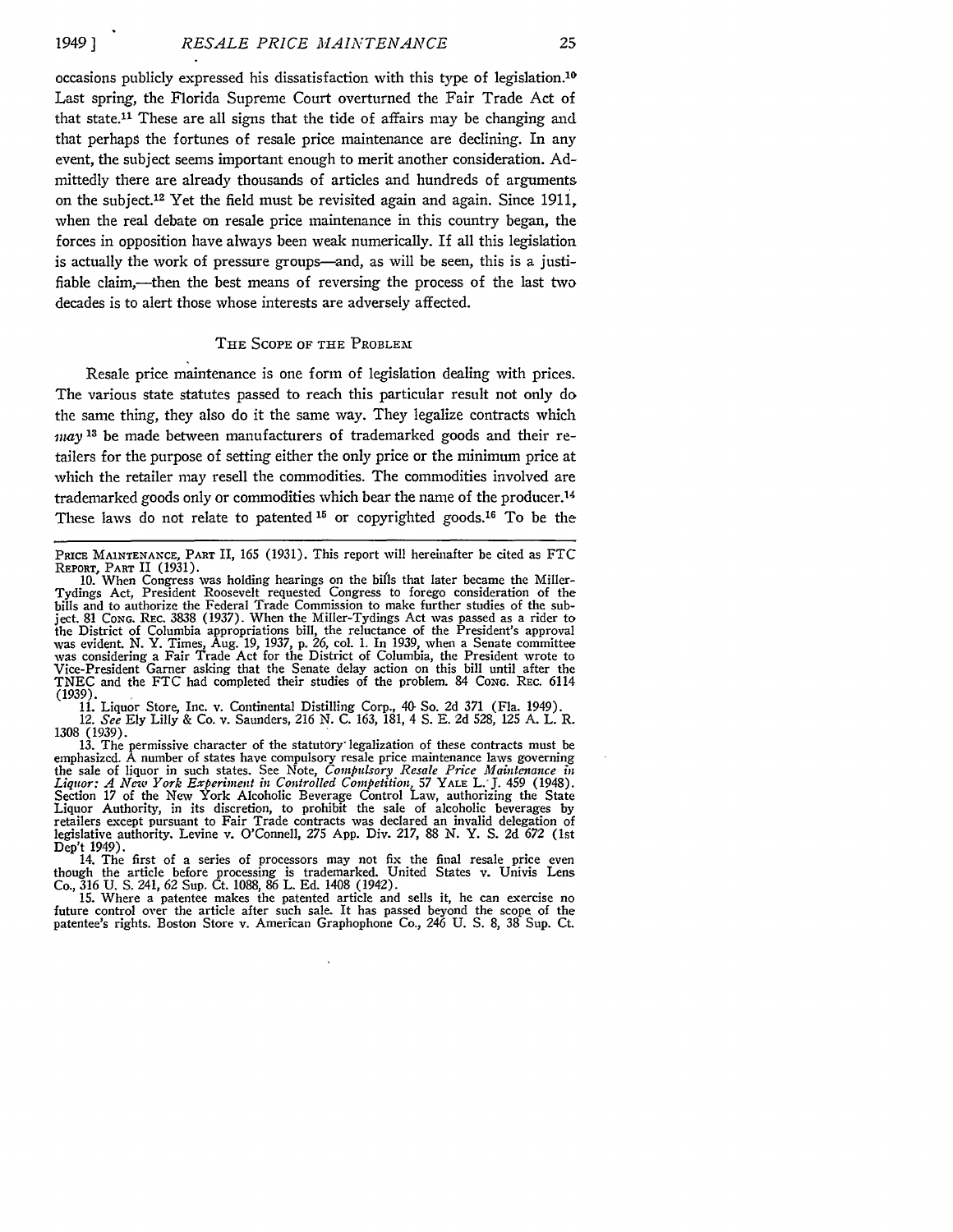occasions publicly expressed his dissatisfaction with this type of legislation.[10] Last spring, the Florida Supreme Court overturned the Fair Trade Act of that state.[11] These are all signs that the tide of affairs may be changing and that perhaps the fortunes of resale price maintenance are declining. In any event, the subject seems important enough to merit another consideration. Admittedly there are already thousands of articles and hundreds of arguments on the subject.[12] Yet the field must be revisited again and again. Since 1911, when the real debate on resale price maintenance in this country began, the forces in opposition have always been weak numerically. If all this legislation is actually the work of pressure groups—and, as will be seen, this is a justifiable claim,—then the best means of reversing the process of the last two decades is to alert those whose interests are adversely affected.

## THE SCOPE OF THE PROBLEM

Resale price maintenance is one form of legislation dealing with prices. The various state statutes passed to reach this particular result not only do the same thing, they also do it the same way. They legalize contracts which *may*[13] be made between manufacturers of trademarked goods and their retailers for the purpose of setting either the only price or the minimum price at which the retailer may resell the commodities. The commodities involved are trademarked goods only or commodities which bear the name of the producer.[14] These laws do not relate to patented[15] or copyrighted goods.[16] To be the

---

PRICE MAINTENANCE, PART II, 165 (1931). This report will hereinafter be cited as FTC REPORT, PART II (1931).

10. When Congress was holding hearings on the bills that later became the Miller-Tydings Act, President Roosevelt requested Congress to forego consideration of the bills and to authorize the Federal Trade Commission to make further studies of the subject. 81 CONG. REC. 3838 (1937). When the Miller-Tydings Act was passed as a rider to the District of Columbia appropriations bill, the reluctance of the President's approval was evident. N. Y. Times, Aug. 19, 1937, p. 26, col. 1. In 1939, when a Senate committee was considering a Fair Trade Act for the District of Columbia, the President wrote to Vice-President Garner asking that the Senate delay action on this bill until after the TNEC and the FTC had completed their studies of the problem. 84 CONG. REC. 6114 (1939).

11. Liquor Store, Inc. v. Continental Distilling Corp., 40 So. 2d 371 (Fla. 1949).

12. *See* Ely Lilly & Co. v. Saunders, 216 N. C. 163, 181, 4 S. E. 2d 528, 125 A. L. R. 1308 (1939).

13. The permissive character of the statutory legalization of these contracts must be emphasized. A number of states have compulsory resale price maintenance laws governing the sale of liquor in such states. See Note, *Compulsory Resale Price Maintenance in Liquor: A New York Experiment in Controlled Competition*, 57 YALE L. J. 459 (1948). Section 17 of the New York Alcoholic Beverage Control Law, authorizing the State Liquor Authority, in its discretion, to prohibit the sale of alcoholic beverages by retailers except pursuant to Fair Trade contracts was declared an invalid delegation of legislative authority. Levine v. O'Connell, 275 App. Div. 217, 88 N. Y. S. 2d 672 (1st Dep't 1949).

14. The first of a series of processors may not fix the final resale price even though the article before processing is trademarked. United States v. Univis Lens Co., 316 U. S. 241, 62 Sup. Ct. 1088, 86 L. Ed. 1408 (1942).

15. Where a patentee makes the patented article and sells it, he can exercise no future control over the article after such sale. It has passed beyond the scope of the patentee's rights. Boston Store v. American Graphophone Co., 246 U. S. 8, 38 Sup. Ct.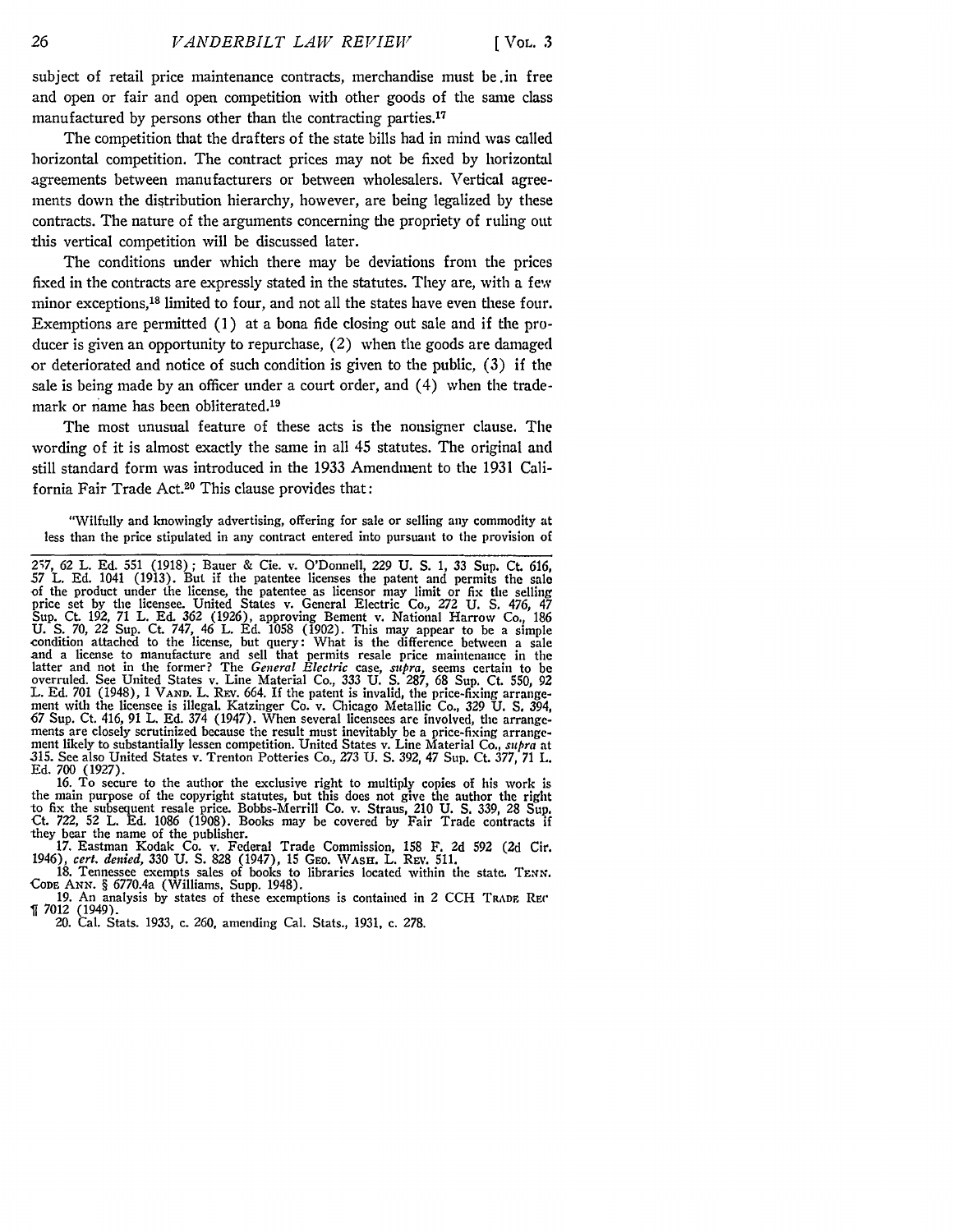subject of retail price maintenance contracts, merchandise must be in free and open or fair and open competition with other goods of the same class manufactured by persons other than the contracting parties.[17]

The competition that the drafters of the state bills had in mind was called horizontal competition. The contract prices may not be fixed by horizontal agreements between manufacturers or between wholesalers. Vertical agreements down the distribution hierarchy, however, are being legalized by these contracts. The nature of the arguments concerning the propriety of ruling out this vertical competition will be discussed later.

The conditions under which there may be deviations from the prices fixed in the contracts are expressly stated in the statutes. They are, with a few minor exceptions,[18] limited to four, and not all the states have even these four. Exemptions are permitted (1) at a bona fide closing out sale and if the producer is given an opportunity to repurchase, (2) when the goods are damaged or deteriorated and notice of such condition is given to the public, (3) if the sale is being made by an officer under a court order, and (4) when the trademark or name has been obliterated.[19]

The most unusual feature of these acts is the nonsigner clause. The wording of it is almost exactly the same in all 45 statutes. The original and still standard form was introduced in the 1933 Amendment to the 1931 California Fair Trade Act.[20] This clause provides that:

> "Wilfully and knowingly advertising, offering for sale or selling any commodity at less than the price stipulated in any contract entered into pursuant to the provision of

---

257, 62 L. Ed. 551 (1918); Bauer & Cie. v. O'Donnell, 229 U. S. 1, 33 Sup. Ct. 616, 57 L. Ed. 1041 (1913). But if the patentee licenses the patent and permits the sale of the product under the license, the patentee as licensor may limit or fix the selling price set by the licensee. United States v. General Electric Co., 272 U. S. 476, 47 Sup. Ct. 192, 71 L. Ed. 362 (1926), approving Bement v. National Harrow Co., 186 U. S. 70, 22 Sup. Ct. 747, 46 L. Ed. 1058 (1902). This may appear to be a simple condition attached to the license, but query: What is the difference between a sale and a license to manufacture and sell that permits resale price maintenance in the latter and not in the former? The *General Electric* case, *supra*, seems certain to be overruled. See United States v. Line Material Co., 333 U. S. 287, 68 Sup. Ct. 550, 92 L. Ed. 701 (1948), 1 VAND. L. REV. 664. If the patent is invalid, the price-fixing arrangement with the licensee is illegal. Katzinger Co. v. Chicago Metallic Co., 329 U. S. 394, 67 Sup. Ct. 416, 91 L. Ed. 374 (1947). When several licensees are involved, the arrangements are closely scrutinized because the result must inevitably be a price-fixing arrangement likely to substantially lessen competition. United States v. Line Material Co., *supra* at 315. See also United States v. Trenton Potteries Co., 273 U. S. 392, 47 Sup. Ct. 377, 71 L. Ed. 700 (1927).

16. To secure to the author the exclusive right to multiply copies of his work is the main purpose of the copyright statutes, but this does not give the author the right to fix the subsequent resale price. Bobbs-Merrill Co. v. Straus, 210 U. S. 339, 28 Sup. Ct. 722, 52 L. Ed. 1086 (1908). Books may be covered by Fair Trade contracts if they bear the name of the publisher.

17. Eastman Kodak Co. v. Federal Trade Commission, 158 F. 2d 592 (2d Cir. 1946), *cert. denied*, 330 U. S. 828 (1947), 15 GEO. WASH. L. REV. 511.

18. Tennessee exempts sales of books to libraries located within the state. TENN. CODE ANN. § 6770.4a (Williams, Supp. 1948).

19. An analysis by states of these exemptions is contained in 2 CCH TRADE REG ¶ 7012 (1949).

20. Cal. Stats. 1933, c. 260, amending Cal. Stats., 1931, c. 278.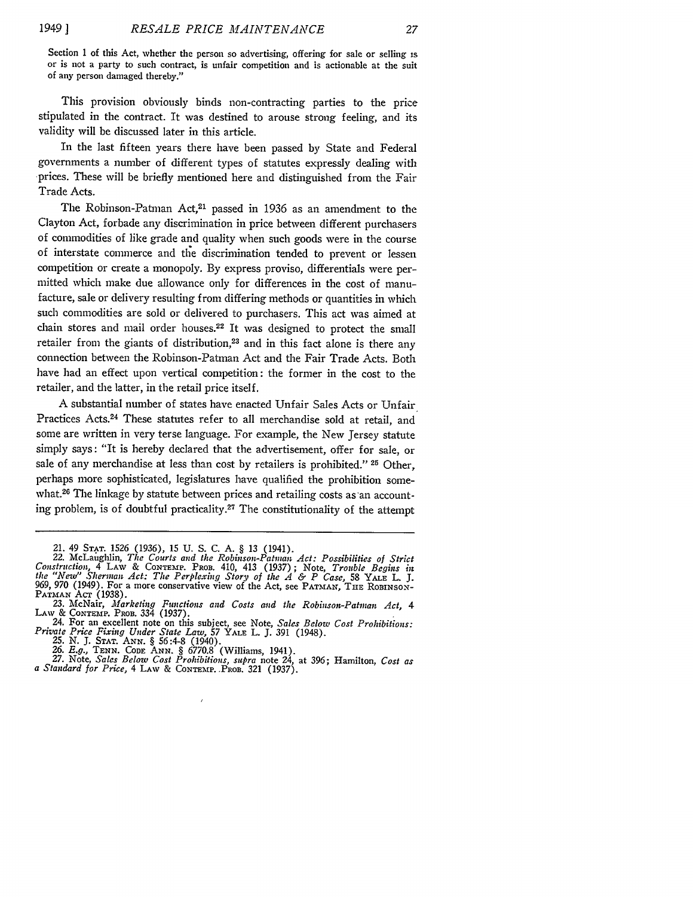Section 1 of this Act, whether the person so advertising, offering for sale or selling is or is not a party to such contract, is unfair competition and is actionable at the suit of any person damaged thereby."

This provision obviously binds non-contracting parties to the price stipulated in the contract. It was destined to arouse strong feeling, and its validity will be discussed later in this article.

In the last fifteen years there have been passed by State and Federal governments a number of different types of statutes expressly dealing with prices. These will be briefly mentioned here and distinguished from the Fair Trade Acts.

The Robinson-Patman Act,[21] passed in 1936 as an amendment to the Clayton Act, forbade any discrimination in price between different purchasers of commodities of like grade and quality when such goods were in the course of interstate commerce and the discrimination tended to prevent or lessen competition or create a monopoly. By express proviso, differentials were permitted which make due allowance only for differences in the cost of manufacture, sale or delivery resulting from differing methods or quantities in which such commodities are sold or delivered to purchasers. This act was aimed at chain stores and mail order houses.[22] It was designed to protect the small retailer from the giants of distribution,[23] and in this fact alone is there any connection between the Robinson-Patman Act and the Fair Trade Acts. Both have had an effect upon vertical competition: the former in the cost to the retailer, and the latter, in the retail price itself.

A substantial number of states have enacted Unfair Sales Acts or Unfair Practices Acts.[24] These statutes refer to all merchandise sold at retail, and some are written in very terse language. For example, the New Jersey statute simply says: "It is hereby declared that the advertisement, offer for sale, or sale of any merchandise at less than cost by retailers is prohibited." [25] Other, perhaps more sophisticated, legislatures have qualified the prohibition somewhat.[26] The linkage by statute between prices and retailing costs as an accounting problem, is of doubtful practicality.[27] The constitutionality of the attempt

---

21. 49 STAT. 1526 (1936), 15 U. S. C. A. § 13 (1941).

22. McLaughlin, *The Courts and the Robinson-Patman Act: Possibilities of Strict Construction*, 4 LAW & CONTEMP. PROB. 410, 413 (1937); Note, *Trouble Begins in the "New" Sherman Act: The Perplexing Story of the A & P Case*, 58 YALE L. J. 969, 970 (1949). For a more conservative view of the Act, see PATMAN, THE ROBINSON-PATMAN ACT (1938).

23. McNair, *Marketing Functions and Costs and the Robinson-Patman Act*, 4 LAW & CONTEMP. PROB. 334 (1937).

24. For an excellent note on this subject, see Note, *Sales Below Cost Prohibitions: Private Price Fixing Under State Law*, 57 YALE L. J. 391 (1948).

25. N. J. STAT. ANN. § 56:4-8 (1940).

26. *E.g.*, TENN. CODE ANN. § 6770.8 (Williams, 1941).

27. Note, *Sales Below Cost Prohibitions*, *supra* note 24, at 396; Hamilton, *Cost as a Standard for Price*, 4 LAW & CONTEMP. PROB. 321 (1937).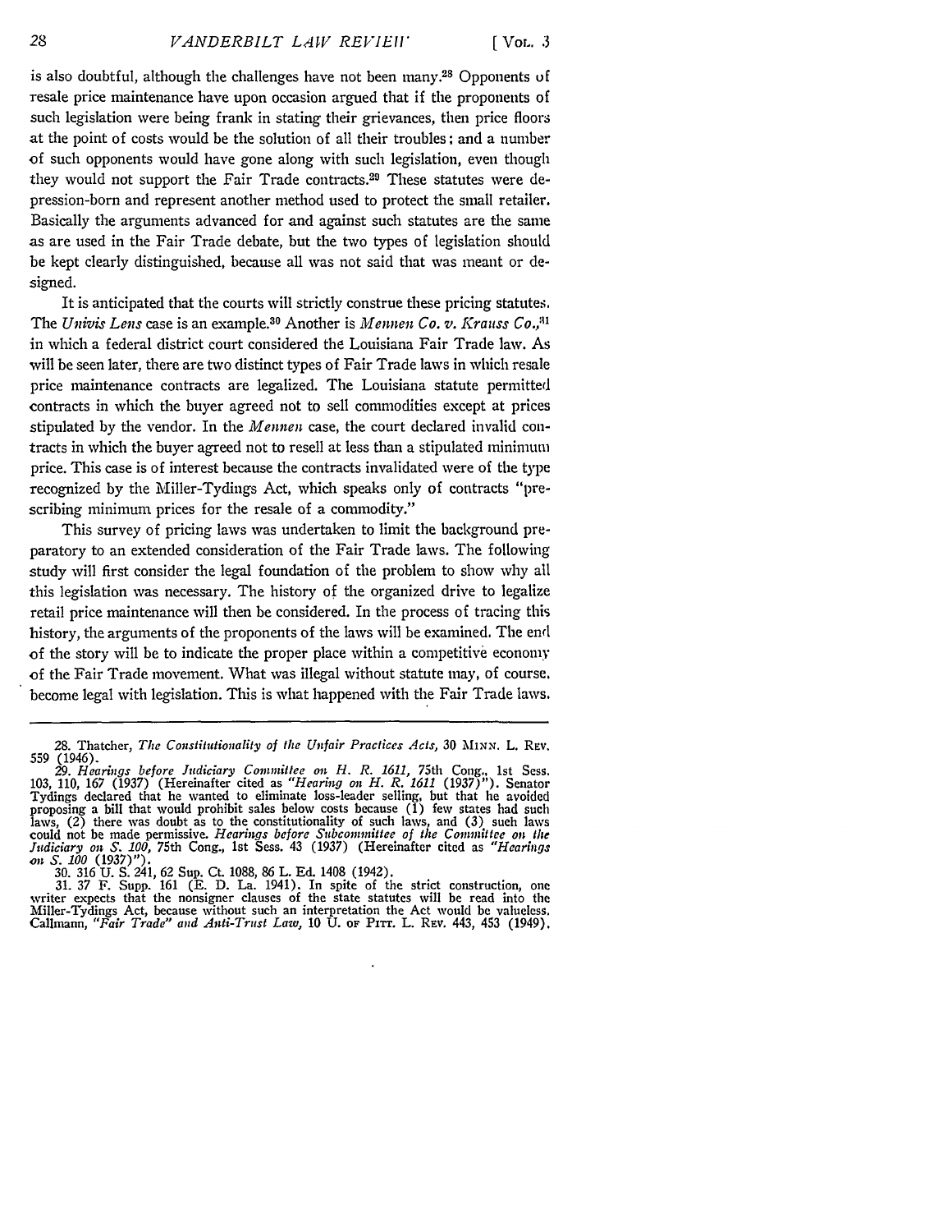is also doubtful, although the challenges have not been many.[28] Opponents of resale price maintenance have upon occasion argued that if the proponents of such legislation were being frank in stating their grievances, then price floors at the point of costs would be the solution of all their troubles; and a number of such opponents would have gone along with such legislation, even though they would not support the Fair Trade contracts.[29] These statutes were depression-born and represent another method used to protect the small retailer. Basically the arguments advanced for and against such statutes are the same as are used in the Fair Trade debate, but the two types of legislation should be kept clearly distinguished, because all was not said that was meant or designed.

It is anticipated that the courts will strictly construe these pricing statutes. The *Univis Lens* case is an example.[30] Another is *Mennen Co. v. Krauss Co.*,[31] in which a federal district court considered the Louisiana Fair Trade law. As will be seen later, there are two distinct types of Fair Trade laws in which resale price maintenance contracts are legalized. The Louisiana statute permitted contracts in which the buyer agreed not to sell commodities except at prices stipulated by the vendor. In the *Mennen* case, the court declared invalid contracts in which the buyer agreed not to resell at less than a stipulated minimum price. This case is of interest because the contracts invalidated were of the type recognized by the Miller-Tydings Act, which speaks only of contracts "prescribing minimum prices for the resale of a commodity."

This survey of pricing laws was undertaken to limit the background preparatory to an extended consideration of the Fair Trade laws. The following study will first consider the legal foundation of the problem to show why all this legislation was necessary. The history of the organized drive to legalize retail price maintenance will then be considered. In the process of tracing this history, the arguments of the proponents of the laws will be examined. The end of the story will be to indicate the proper place within a competitive economy of the Fair Trade movement. What was illegal without statute may, of course, become legal with legislation. This is what happened with the Fair Trade laws.

---

28. Thatcher, *The Constitutionality of the Unfair Practices Acts*, 30 MINN. L. REV. 559 (1946).

29. *Hearings before Judiciary Committee on H. R. 1611*, 75th Cong., 1st Sess. 103, 110, 167 (1937) (Hereinafter cited as *"Hearing on H. R. 1611 (1937)"*). Senator Tydings declared that he wanted to eliminate loss-leader selling, but that he avoided proposing a bill that would prohibit sales below costs because (1) few states had such laws, (2) there was doubt as to the constitutionality of such laws, and (3) such laws could not be made permissive. *Hearings before Subcommittee of the Committee on the Judiciary on S. 100*, 75th Cong., 1st Sess. 43 (1937) (Hereinafter cited as *"Hearings on S. 100 (1937)"*).

30. 316 U. S. 241, 62 Sup. Ct. 1088, 86 L. Ed. 1408 (1942).

31. 37 F. Supp. 161 (E. D. La. 1941). In spite of the strict construction, one writer expects that the nonsigner clauses of the state statutes will be read into the Miller-Tydings Act, because without such an interpretation the Act would be valueless. Callmann, *"Fair Trade" and Anti-Trust Law*, 10 U. OF PITT. L. REV. 443, 453 (1949).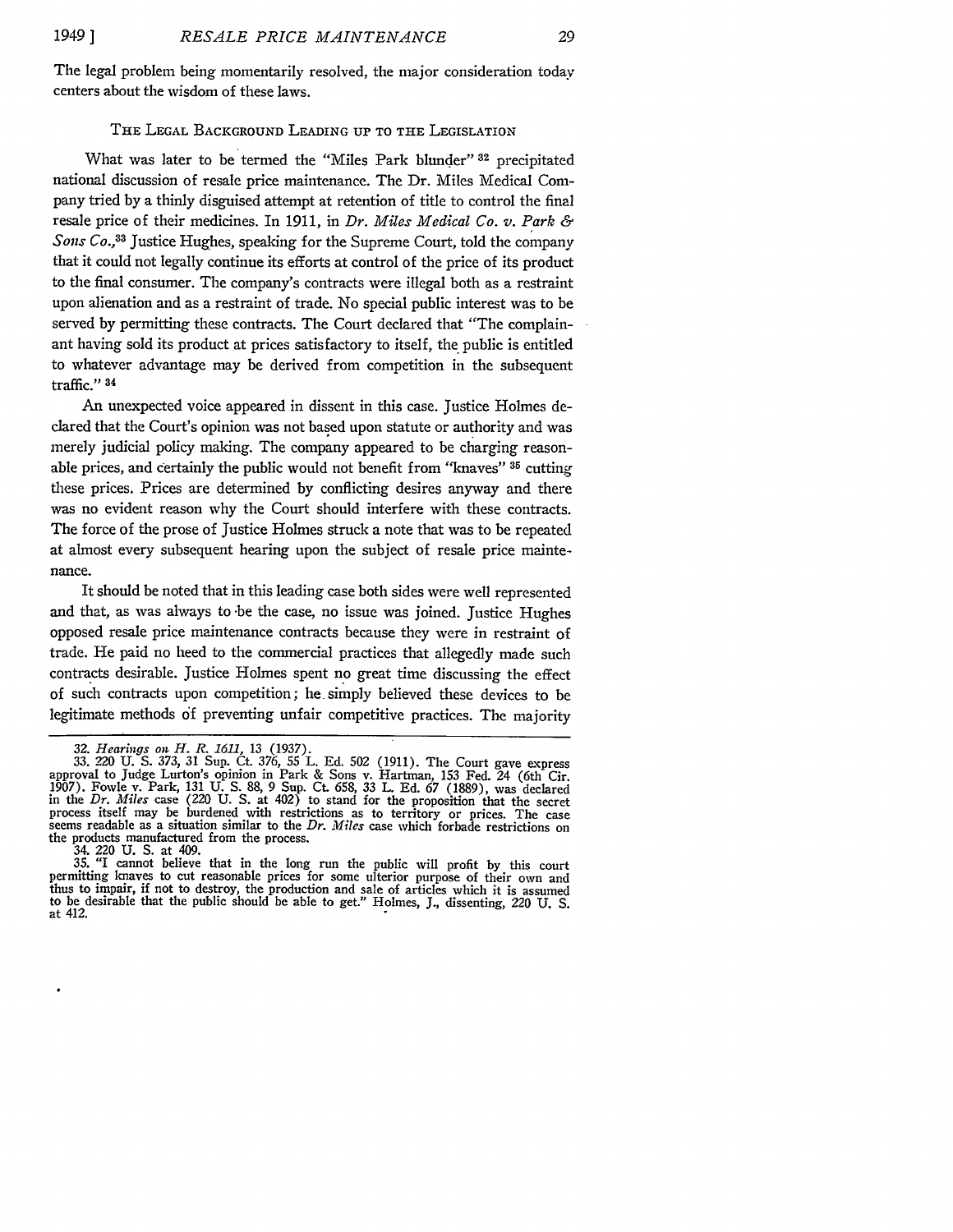The legal problem being momentarily resolved, the major consideration today centers about the wisdom of these laws.

### The Legal Background Leading up to the Legislation

What was later to be termed the "Miles Park blunder" [32] precipitated national discussion of resale price maintenance. The Dr. Miles Medical Company tried by a thinly disguised attempt at retention of title to control the final resale price of their medicines. In 1911, in *Dr. Miles Medical Co. v. Park & Sons Co.*,[33] Justice Hughes, speaking for the Supreme Court, told the company that it could not legally continue its efforts at control of the price of its product to the final consumer. The company's contracts were illegal both as a restraint upon alienation and as a restraint of trade. No special public interest was to be served by permitting these contracts. The Court declared that "The complainant having sold its product at prices satisfactory to itself, the public is entitled to whatever advantage may be derived from competition in the subsequent traffic." [34]

An unexpected voice appeared in dissent in this case. Justice Holmes declared that the Court's opinion was not based upon statute or authority and was merely judicial policy making. The company appeared to be charging reasonable prices, and certainly the public would not benefit from "knaves" [35] cutting these prices. Prices are determined by conflicting desires anyway and there was no evident reason why the Court should interfere with these contracts. The force of the prose of Justice Holmes struck a note that was to be repeated at almost every subsequent hearing upon the subject of resale price maintenance.

It should be noted that in this leading case both sides were well represented and that, as was always to be the case, no issue was joined. Justice Hughes opposed resale price maintenance contracts because they were in restraint of trade. He paid no heed to the commercial practices that allegedly made such contracts desirable. Justice Holmes spent no great time discussing the effect of such contracts upon competition; he simply believed these devices to be legitimate methods of preventing unfair competitive practices. The majority

---

32. *Hearings on H. R. 1611*, 13 (1937).

33. 220 U. S. 373, 31 Sup. Ct. 376, 55 L. Ed. 502 (1911). The Court gave express approval to Judge Lurton's opinion in Park & Sons v. Hartman, 153 Fed. 24 (6th Cir. 1907). Fowle v. Park, 131 U. S. 88, 9 Sup. Ct. 658, 33 L. Ed. 67 (1889), was declared in the *Dr. Miles* case (220 U. S. at 402) to stand for the proposition that the secret process itself may be burdened with restrictions as to territory or prices. The case seems readable as a situation similar to the *Dr. Miles* case which forbade restrictions on the products manufactured from the process.

34. 220 U. S. at 409.

35. "I cannot believe that in the long run the public will profit by this court permitting knaves to cut reasonable prices for some ulterior purpose of their own and thus to impair, if not to destroy, the production and sale of articles which it is assumed to be desirable that the public should be able to get." Holmes, J., dissenting, 220 U. S. at 412.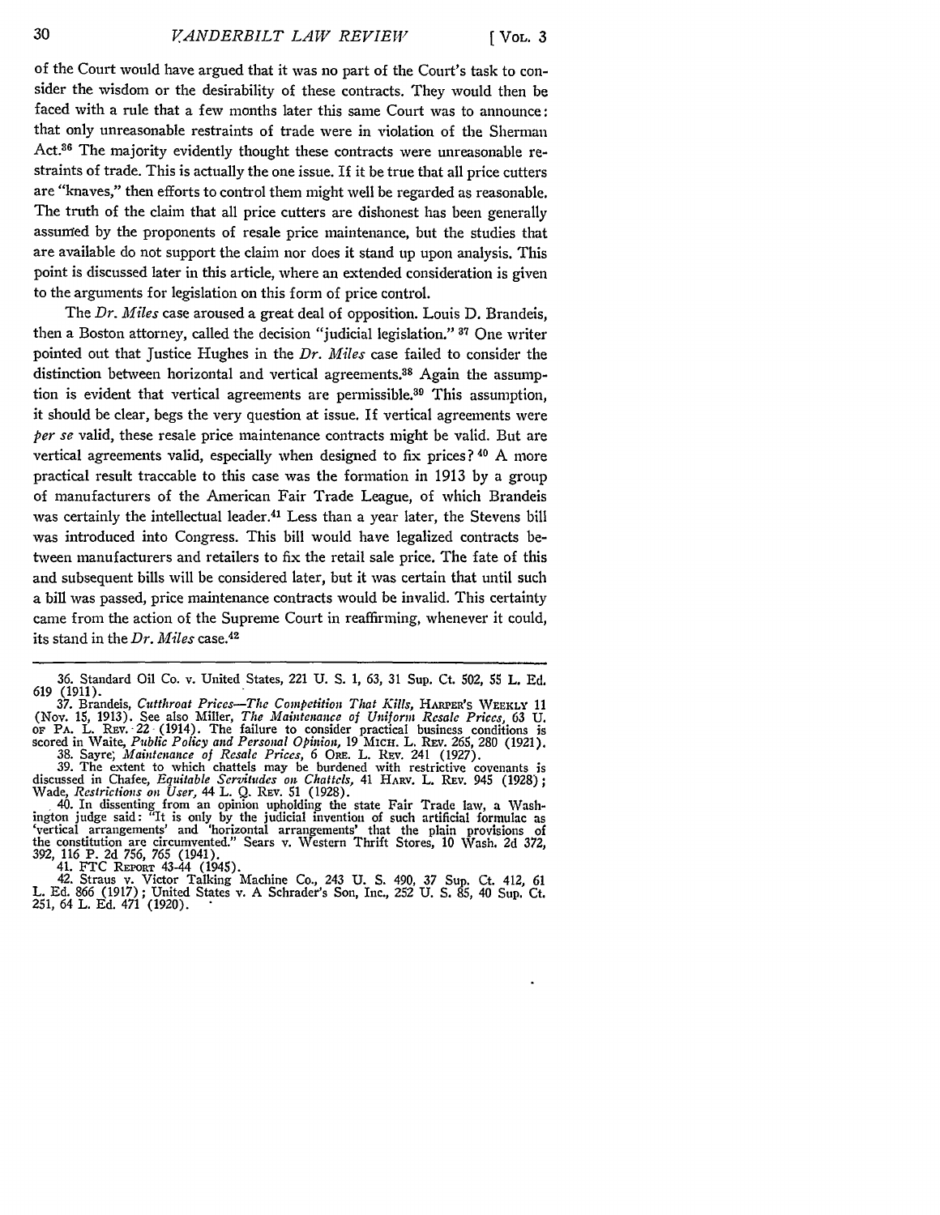of the Court would have argued that it was no part of the Court's task to consider the wisdom or the desirability of these contracts. They would then be faced with a rule that a few months later this same Court was to announce: that only unreasonable restraints of trade were in violation of the Sherman Act.[36] The majority evidently thought these contracts were unreasonable restraints of trade. This is actually the one issue. If it be true that all price cutters are "knaves," then efforts to control them might well be regarded as reasonable. The truth of the claim that all price cutters are dishonest has been generally assumed by the proponents of resale price maintenance, but the studies that are available do not support the claim nor does it stand up upon analysis. This point is discussed later in this article, where an extended consideration is given to the arguments for legislation on this form of price control.

The *Dr. Miles* case aroused a great deal of opposition. Louis D. Brandeis, then a Boston attorney, called the decision "judicial legislation."[37] One writer pointed out that Justice Hughes in the *Dr. Miles* case failed to consider the distinction between horizontal and vertical agreements.[38] Again the assumption is evident that vertical agreements are permissible.[39] This assumption, it should be clear, begs the very question at issue. If vertical agreements were *per se* valid, these resale price maintenance contracts might be valid. But are vertical agreements valid, especially when designed to fix prices?[40] A more practical result traccable to this case was the formation in 1913 by a group of manufacturers of the American Fair Trade League, of which Brandeis was certainly the intellectual leader.[41] Less than a year later, the Stevens bill was introduced into Congress. This bill would have legalized contracts between manufacturers and retailers to fix the retail sale price. The fate of this and subsequent bills will be considered later, but it was certain that until such a bill was passed, price maintenance contracts would be invalid. This certainty came from the action of the Supreme Court in reaffirming, whenever it could, its stand in the *Dr. Miles* case.[42]

---

36. Standard Oil Co. v. United States, 221 U. S. 1, 63, 31 Sup. Ct. 502, 55 L. Ed. 619 (1911).

37. Brandeis, *Cutthroat Prices—The Competition That Kills*, HARPER'S WEEKLY 11 (Nov. 15, 1913). See also Miller, *The Maintenance of Uniform Resale Prices*, 63 U. OF PA. L. REV. 22 (1914). The failure to consider practical business conditions is scored in Waite, *Public Policy and Personal Opinion*, 19 MICH. L. REV. 265, 280 (1921).

38. Sayre, *Maintenance of Resale Prices*, 6 ORE. L. REV. 241 (1927).

39. The extent to which chattels may be burdened with restrictive covenants is discussed in Chafee, *Equitable Servitudes on Chattels*, 41 HARV. L. REV. 945 (1928); Wade, *Restrictions on User*, 44 L. Q. REV. 51 (1928).

40. In dissenting from an opinion upholding the state Fair Trade law, a Washington judge said: "It is only by the judicial invention of such artificial formulae as 'vertical arrangements' and 'horizontal arrangements' that the plain provisions of the constitution are circumvented." Sears v. Western Thrift Stores, 10 Wash. 2d 372, 392, 116 P. 2d 756, 765 (1941).

41. FTC REPORT 43-44 (1945).

42. Straus v. Victor Talking Machine Co., 243 U. S. 490, 37 Sup. Ct. 412, 61 L. Ed. 866 (1917); United States v. A Schrader's Son, Inc., 252 U. S. 85, 40 Sup. Ct. 251, 64 L. Ed. 471 (1920).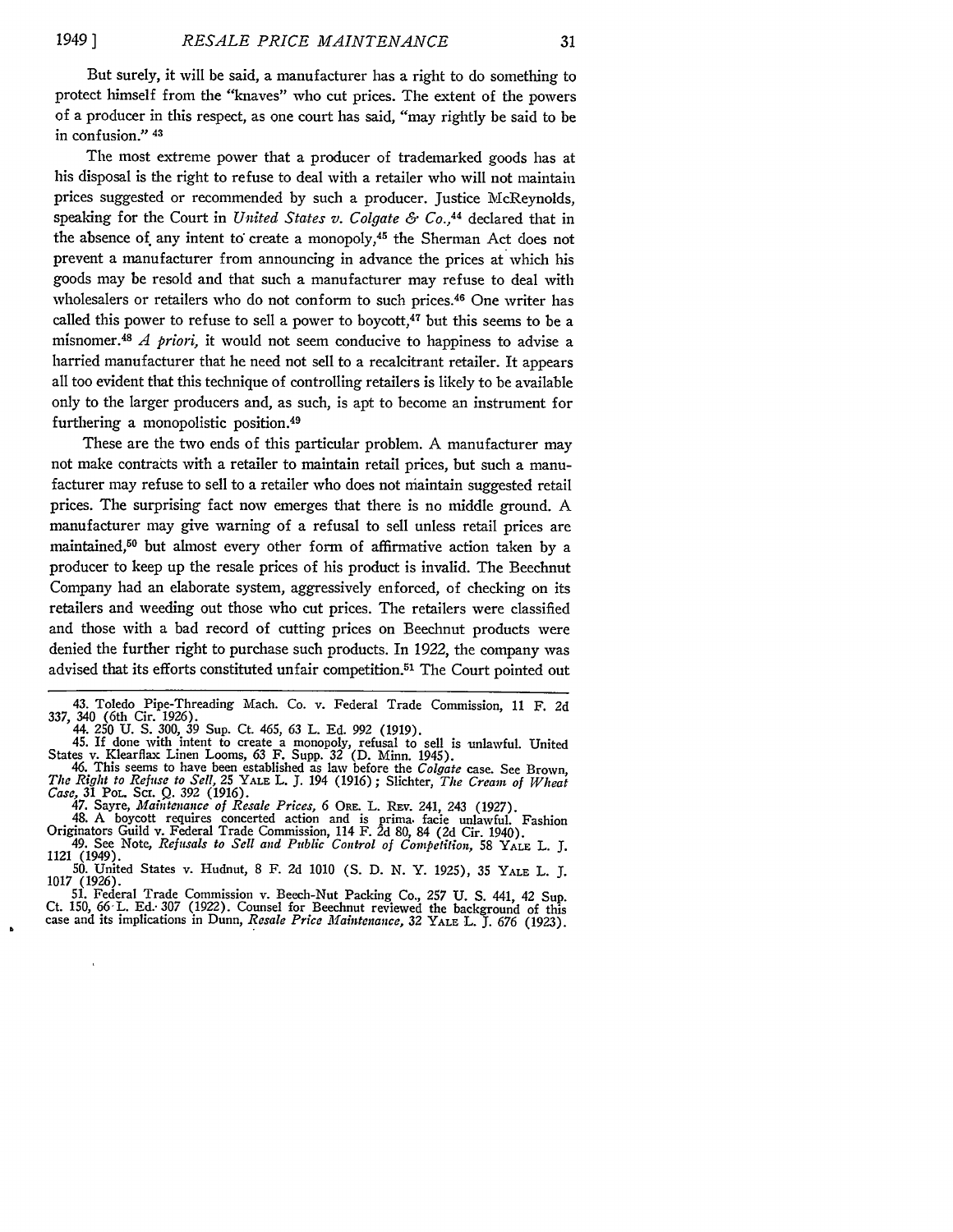But surely, it will be said, a manufacturer has a right to do something to protect himself from the "knaves" who cut prices. The extent of the powers of a producer in this respect, as one court has said, "may rightly be said to be in confusion." [43]

The most extreme power that a producer of trademarked goods has at his disposal is the right to refuse to deal with a retailer who will not maintain prices suggested or recommended by such a producer. Justice McReynolds, speaking for the Court in *United States v. Colgate & Co.*,[44] declared that in the absence of any intent to create a monopoly,[45] the Sherman Act does not prevent a manufacturer from announcing in advance the prices at which his goods may be resold and that such a manufacturer may refuse to deal with wholesalers or retailers who do not conform to such prices.[46] One writer has called this power to refuse to sell a power to boycott,[47] but this seems to be a misnomer.[48] *A priori*, it would not seem conducive to happiness to advise a harried manufacturer that he need not sell to a recalcitrant retailer. It appears all too evident that this technique of controlling retailers is likely to be available only to the larger producers and, as such, is apt to become an instrument for furthering a monopolistic position.[49]

These are the two ends of this particular problem. A manufacturer may not make contracts with a retailer to maintain retail prices, but such a manufacturer may refuse to sell to a retailer who does not maintain suggested retail prices. The surprising fact now emerges that there is no middle ground. A manufacturer may give warning of a refusal to sell unless retail prices are maintained,[50] but almost every other form of affirmative action taken by a producer to keep up the resale prices of his product is invalid. The Beechnut Company had an elaborate system, aggressively enforced, of checking on its retailers and weeding out those who cut prices. The retailers were classified and those with a bad record of cutting prices on Beechnut products were denied the further right to purchase such products. In 1922, the company was advised that its efforts constituted unfair competition.[51] The Court pointed out

---

43. Toledo Pipe-Threading Mach. Co. v. Federal Trade Commission, 11 F. 2d 337, 340 (6th Cir. 1926).

44. 250 U. S. 300, 39 Sup. Ct. 465, 63 L. Ed. 992 (1919).

45. If done with intent to create a monopoly, refusal to sell is unlawful. United States v. Klearflax Linen Looms, 63 F. Supp. 32 (D. Minn. 1945).

46. This seems to have been established as law before the *Colgate* case. See Brown, *The Right to Refuse to Sell*, 25 YALE L. J. 194 (1916); Slichter, *The Cream of Wheat Case*, 31 POL. SCI. Q. 392 (1916).

47. Sayre, *Maintenance of Resale Prices*, 6 ORE. L. REV. 241, 243 (1927).

48. A boycott requires concerted action and is prima facie unlawful. Fashion Originators Guild v. Federal Trade Commission, 114 F. 2d 80, 84 (2d Cir. 1940).

49. See Note, *Refusals to Sell and Public Control of Competition*, 58 YALE L. J. 1121 (1949).

50. United States v. Hudnut, 8 F. 2d 1010 (S. D. N. Y. 1925), 35 YALE L. J. 1017 (1926).

51. Federal Trade Commission v. Beech-Nut Packing Co., 257 U. S. 441, 42 Sup. Ct. 150, 66 L. Ed. 307 (1922). Counsel for Beechnut reviewed the background of this case and its implications in Dunn, *Resale Price Maintenance*, 32 YALE L. J. 676 (1923).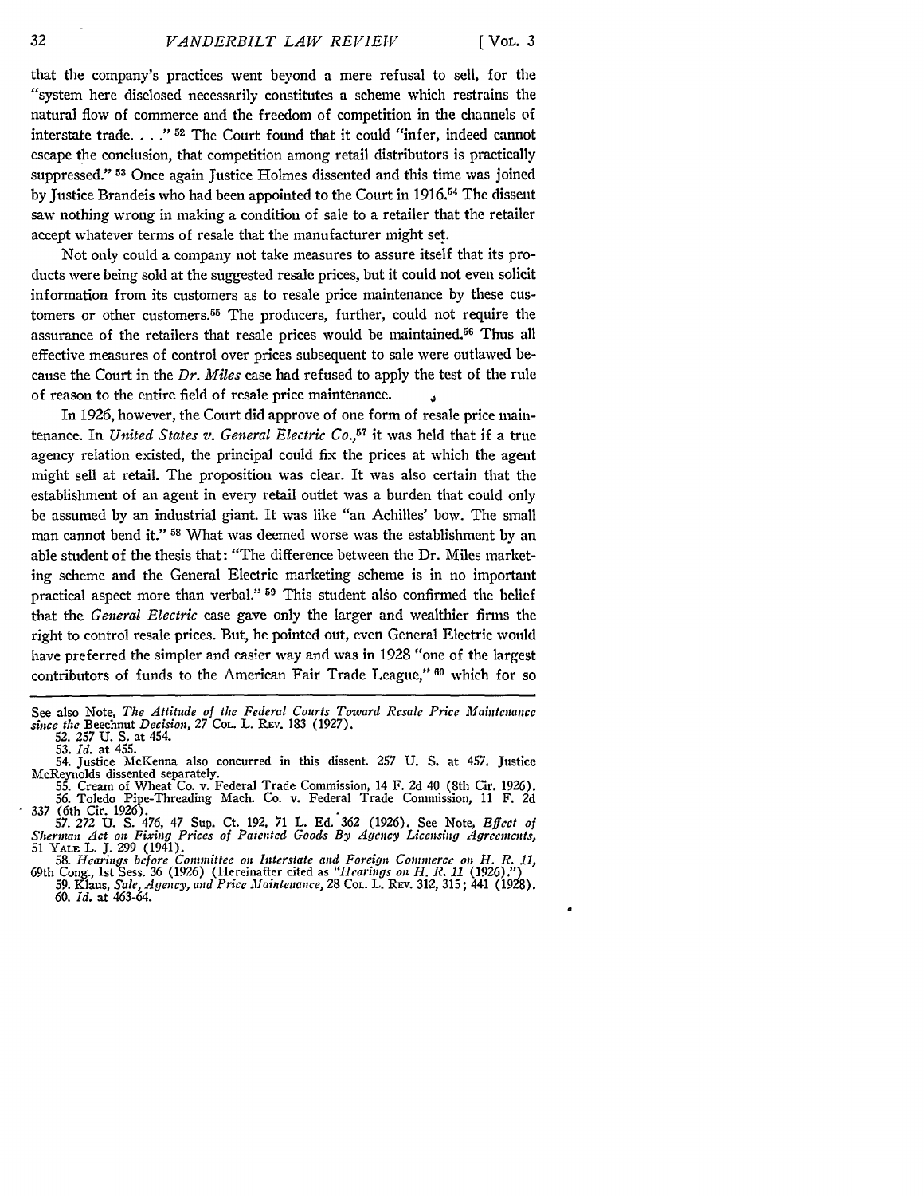that the company's practices went beyond a mere refusal to sell, for the "system here disclosed necessarily constitutes a scheme which restrains the natural flow of commerce and the freedom of competition in the channels of interstate trade. . . ." [52] The Court found that it could "infer, indeed cannot escape the conclusion, that competition among retail distributors is practically suppressed." [53] Once again Justice Holmes dissented and this time was joined by Justice Brandeis who had been appointed to the Court in 1916.[54] The dissent saw nothing wrong in making a condition of sale to a retailer that the retailer accept whatever terms of resale that the manufacturer might set.

Not only could a company not take measures to assure itself that its products were being sold at the suggested resale prices, but it could not even solicit information from its customers as to resale price maintenance by these customers or other customers.[55] The producers, further, could not require the assurance of the retailers that resale prices would be maintained.[56] Thus all effective measures of control over prices subsequent to sale were outlawed because the Court in the *Dr. Miles* case had refused to apply the test of the rule of reason to the entire field of resale price maintenance.

In 1926, however, the Court did approve of one form of resale price maintenance. In *United States v. General Electric Co.*,[57] it was held that if a true agency relation existed, the principal could fix the prices at which the agent might sell at retail. The proposition was clear. It was also certain that the establishment of an agent in every retail outlet was a burden that could only be assumed by an industrial giant. It was like "an Achilles' bow. The small man cannot bend it." [58] What was deemed worse was the establishment by an able student of the thesis that: "The difference between the Dr. Miles marketing scheme and the General Electric marketing scheme is in no important practical aspect more than verbal." [59] This student also confirmed the belief that the *General Electric* case gave only the larger and wealthier firms the right to control resale prices. But, he pointed out, even General Electric would have preferred the simpler and easier way and was in 1928 "one of the largest contributors of funds to the American Fair Trade League," [60] which for so

---

See also Note, *The Attitude of the Federal Courts Toward Resale Price Maintenance since the* Beechnut *Decision*, 27 COL. L. REV. 183 (1927).

52. 257 U. S. at 454.

53. *Id.* at 455.

54. Justice McKenna also concurred in this dissent. 257 U. S. at 457. Justice McReynolds dissented separately.

55. Cream of Wheat Co. v. Federal Trade Commission, 14 F. 2d 40 (8th Cir. 1926).

56. Toledo Pipe-Threading Mach. Co. v. Federal Trade Commission, 11 F. 2d 337 (6th Cir. 1926).

57. 272 U. S. 476, 47 Sup. Ct. 192, 71 L. Ed. 362 (1926). See Note, *Effect of Sherman Act on Fixing Prices of Patented Goods By Agency Licensing Agreements*, 51 YALE L. J. 299 (1941).

58. *Hearings before Committee on Interstate and Foreign Commerce on H. R. 11*, 69th Cong., 1st Sess. 36 (1926) (Hereinafter cited as "*Hearings on H. R. 11* (1926).")

59. Klaus, *Sale, Agency, and Price Maintenance*, 28 COL. L. REV. 312, 315; 441 (1928).

60. *Id.* at 463-64.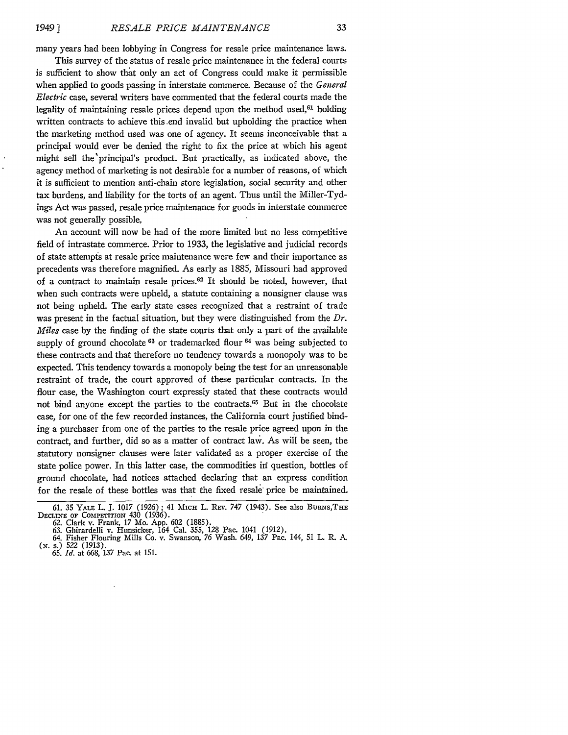many years had been lobbying in Congress for resale price maintenance laws.

This survey of the status of resale price maintenance in the federal courts is sufficient to show that only an act of Congress could make it permissible when applied to goods passing in interstate commerce. Because of the *General Electric* case, several writers have commented that the federal courts made the legality of maintaining resale prices depend upon the method used,[61] holding written contracts to achieve this end invalid but upholding the practice when the marketing method used was one of agency. It seems inconceivable that a principal would ever be denied the right to fix the price at which his agent might sell the principal's product. But practically, as indicated above, the agency method of marketing is not desirable for a number of reasons, of which it is sufficient to mention anti-chain store legislation, social security and other tax burdens, and liability for the torts of an agent. Thus until the Miller-Tydings Act was passed, resale price maintenance for goods in interstate commerce was not generally possible.

An account will now be had of the more limited but no less competitive field of intrastate commerce. Prior to 1933, the legislative and judicial records of state attempts at resale price maintenance were few and their importance as precedents was therefore magnified. As early as 1885, Missouri had approved of a contract to maintain resale prices.[62] It should be noted, however, that when such contracts were upheld, a statute containing a nonsigner clause was not being upheld. The early state cases recognized that a restraint of trade was present in the factual situation, but they were distinguished from the *Dr. Miles* case by the finding of the state courts that only a part of the available supply of ground chocolate [63] or trademarked flour [64] was being subjected to these contracts and that therefore no tendency towards a monopoly was to be expected. This tendency towards a monopoly being the test for an unreasonable restraint of trade, the court approved of these particular contracts. In the flour case, the Washington court expressly stated that these contracts would not bind anyone except the parties to the contracts.[65] But in the chocolate case, for one of the few recorded instances, the California court justified binding a purchaser from one of the parties to the resale price agreed upon in the contract, and further, did so as a matter of contract law. As will be seen, the statutory nonsigner clauses were later validated as a proper exercise of the state police power. In this latter case, the commodities in question, bottles of ground chocolate, had notices attached declaring that an express condition for the resale of these bottles was that the fixed resale price be maintained.

---

61. 35 YALE L. J. 1017 (1926); 41 MICH L. REV. 747 (1943). See also BURNS, THE DECLINE OF COMPETITION 430 (1936).

62. Clark v. Frank, 17 Mo. App. 602 (1885).

63. Ghirardelli v. Hunsicker, 164 Cal. 355, 128 Pac. 1041 (1912).

64. Fisher Flouring Mills Co. v. Swanson, 76 Wash. 649, 137 Pac. 144, 51 L. R. A. (N. S.) 522 (1913).

65. *Id.* at 668, 137 Pac. at 151.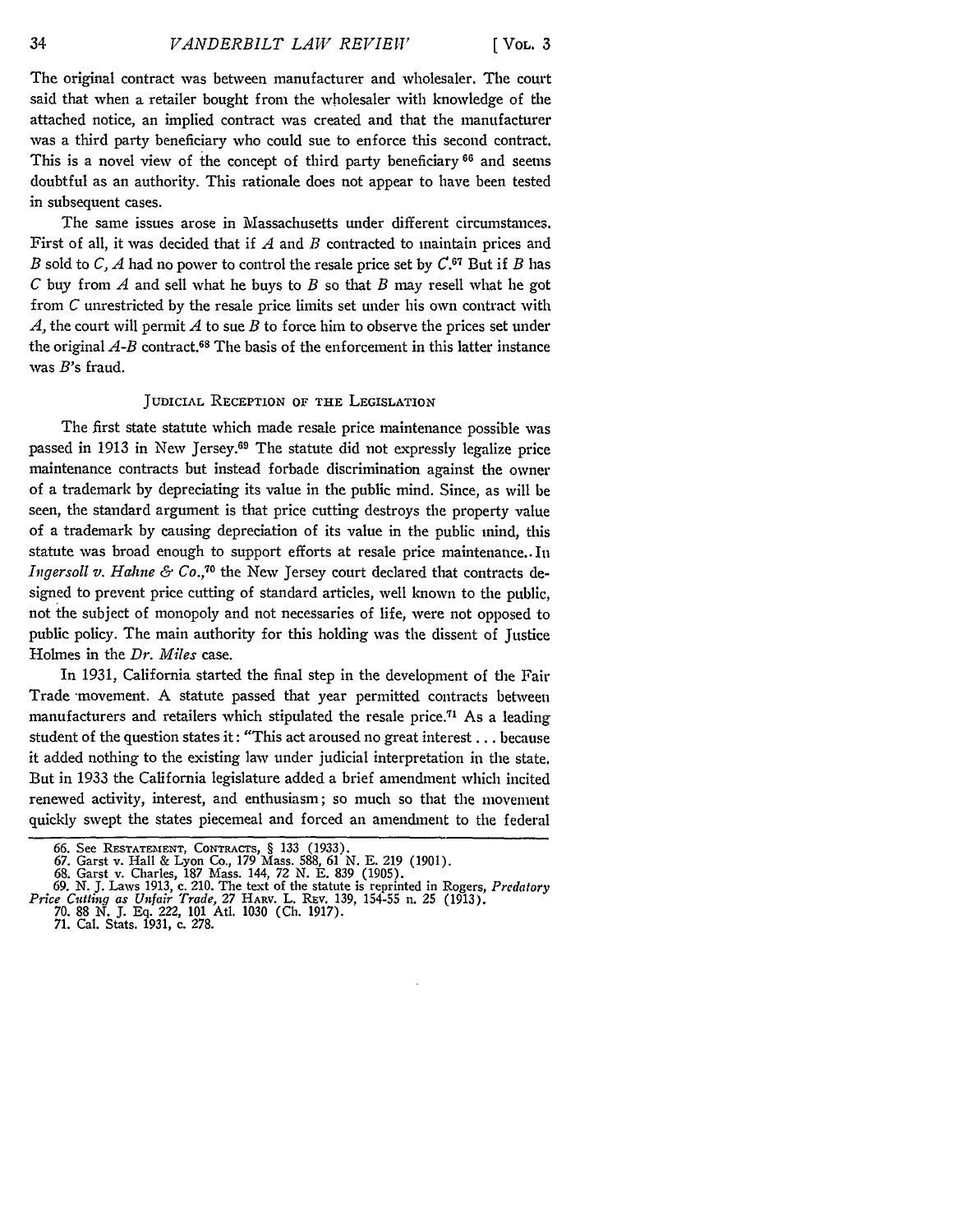The original contract was between manufacturer and wholesaler. The court said that when a retailer bought from the wholesaler with knowledge of the attached notice, an implied contract was created and that the manufacturer was a third party beneficiary who could sue to enforce this second contract. This is a novel view of the concept of third party beneficiary [66] and seems doubtful as an authority. This rationale does not appear to have been tested in subsequent cases.

The same issues arose in Massachusetts under different circumstances. First of all, it was decided that if *A* and *B* contracted to maintain prices and *B* sold to *C*, *A* had no power to control the resale price set by *C*.[67] But if *B* has *C* buy from *A* and sell what he buys to *B* so that *B* may resell what he got from *C* unrestricted by the resale price limits set under his own contract with *A*, the court will permit *A* to sue *B* to force him to observe the prices set under the original *A-B* contract.[68] The basis of the enforcement in this latter instance was *B*'s fraud.

### JUDICIAL RECEPTION OF THE LEGISLATION

The first state statute which made resale price maintenance possible was passed in 1913 in New Jersey.[69] The statute did not expressly legalize price maintenance contracts but instead forbade discrimination against the owner of a trademark by depreciating its value in the public mind. Since, as will be seen, the standard argument is that price cutting destroys the property value of a trademark by causing depreciation of its value in the public mind, this statute was broad enough to support efforts at resale price maintenance. In *Ingersoll v. Hahne & Co.*,[70] the New Jersey court declared that contracts designed to prevent price cutting of standard articles, well known to the public, not the subject of monopoly and not necessaries of life, were not opposed to public policy. The main authority for this holding was the dissent of Justice Holmes in the *Dr. Miles* case.

In 1931, California started the final step in the development of the Fair Trade movement. A statute passed that year permitted contracts between manufacturers and retailers which stipulated the resale price.[71] As a leading student of the question states it: "This act aroused no great interest . . . because it added nothing to the existing law under judicial interpretation in the state. But in 1933 the California legislature added a brief amendment which incited renewed activity, interest, and enthusiasm; so much so that the movement quickly swept the states piecemeal and forced an amendment to the federal

---

66. See RESTATEMENT, CONTRACTS, § 133 (1933).
67. Garst v. Hall & Lyon Co., 179 Mass. 588, 61 N. E. 219 (1901).
68. Garst v. Charles, 187 Mass. 144, 72 N. E. 839 (1905).
69. N. J. Laws 1913, c. 210. The text of the statute is reprinted in Rogers, *Predatory Price Cutting as Unfair Trade*, 27 HARV. L. REV. 139, 154-55 n. 25 (1913).
70. 88 N. J. Eq. 222, 101 Atl. 1030 (Ch. 1917).
71. Cal. Stats. 1931, c. 278.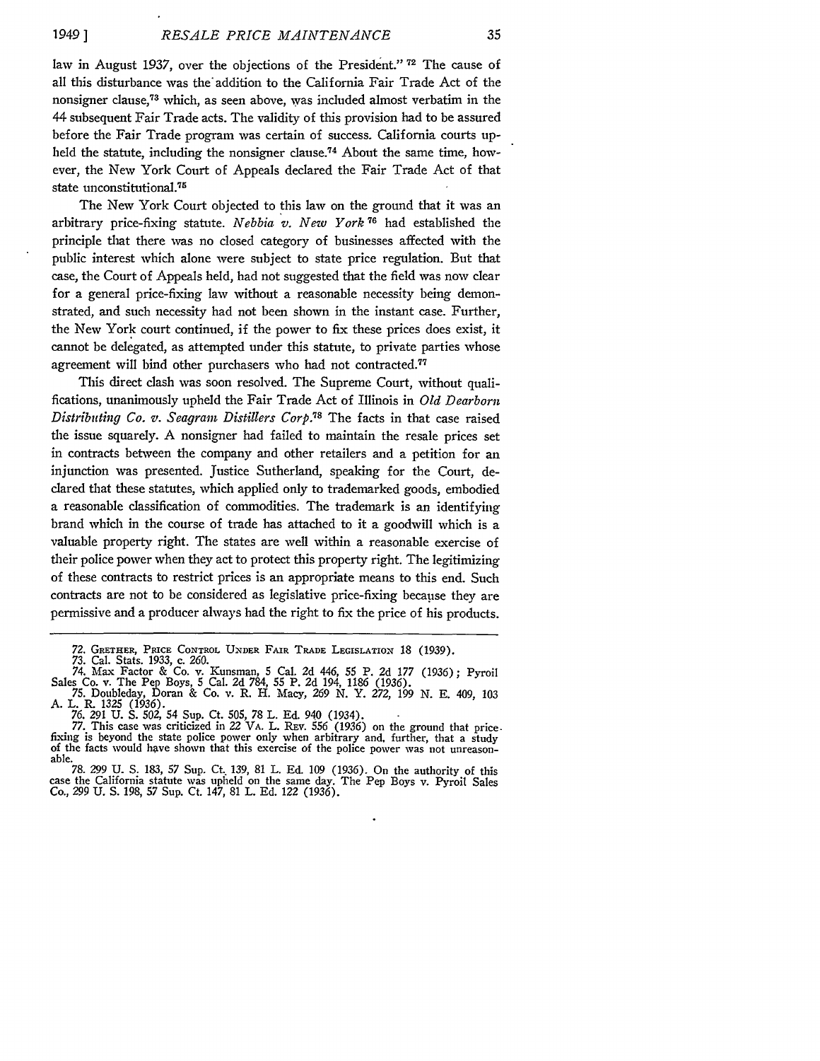law in August 1937, over the objections of the President." [72] The cause of all this disturbance was the addition to the California Fair Trade Act of the nonsigner clause,[73] which, as seen above, was included almost verbatim in the 44 subsequent Fair Trade acts. The validity of this provision had to be assured before the Fair Trade program was certain of success. California courts upheld the statute, including the nonsigner clause.[74] About the same time, however, the New York Court of Appeals declared the Fair Trade Act of that state unconstitutional.[75]

The New York Court objected to this law on the ground that it was an arbitrary price-fixing statute. *Nebbia v. New York* [76] had established the principle that there was no closed category of businesses affected with the public interest which alone were subject to state price regulation. But that case, the Court of Appeals held, had not suggested that the field was now clear for a general price-fixing law without a reasonable necessity being demonstrated, and such necessity had not been shown in the instant case. Further, the New York court continued, if the power to fix these prices does exist, it cannot be delegated, as attempted under this statute, to private parties whose agreement will bind other purchasers who had not contracted.[77]

This direct clash was soon resolved. The Supreme Court, without qualifications, unanimously upheld the Fair Trade Act of Illinois in *Old Dearborn Distributing Co. v. Seagram Distillers Corp.*[78] The facts in that case raised the issue squarely. A nonsigner had failed to maintain the resale prices set in contracts between the company and other retailers and a petition for an injunction was presented. Justice Sutherland, speaking for the Court, declared that these statutes, which applied only to trademarked goods, embodied a reasonable classification of commodities. The trademark is an identifying brand which in the course of trade has attached to it a goodwill which is a valuable property right. The states are well within a reasonable exercise of their police power when they act to protect this property right. The legitimizing of these contracts to restrict prices is an appropriate means to this end. Such contracts are not to be considered as legislative price-fixing because they are permissive and a producer always had the right to fix the price of his products.

---

72. GRETHER, PRICE CONTROL UNDER FAIR TRADE LEGISLATION 18 (1939).

73. Cal. Stats. 1933, c. 260.

74. Max Factor & Co. v. Kunsman, 5 Cal. 2d 446, 55 P. 2d 177 (1936); Pyroil Sales Co. v. The Pep Boys, 5 Cal. 2d 784, 55 P. 2d 194, 1186 (1936).

75. Doubleday, Doran & Co. v. R. H. Macy, 269 N. Y. 272, 199 N. E. 409, 103 A. L. R. 1325 (1936).

76. 291 U. S. 502, 54 Sup. Ct. 505, 78 L. Ed. 940 (1934).

77. This case was criticized in 22 VA. L. REV. 556 (1936) on the ground that price-fixing is beyond the state police power only when arbitrary and, further, that a study of the facts would have shown that this exercise of the police power was not unreasonable.

78. 299 U. S. 183, 57 Sup. Ct. 139, 81 L. Ed. 109 (1936). On the authority of this case the California statute was upheld on the same day. The Pep Boys v. Pyroil Sales Co., 299 U. S. 198, 57 Sup. Ct. 147, 81 L. Ed. 122 (1936).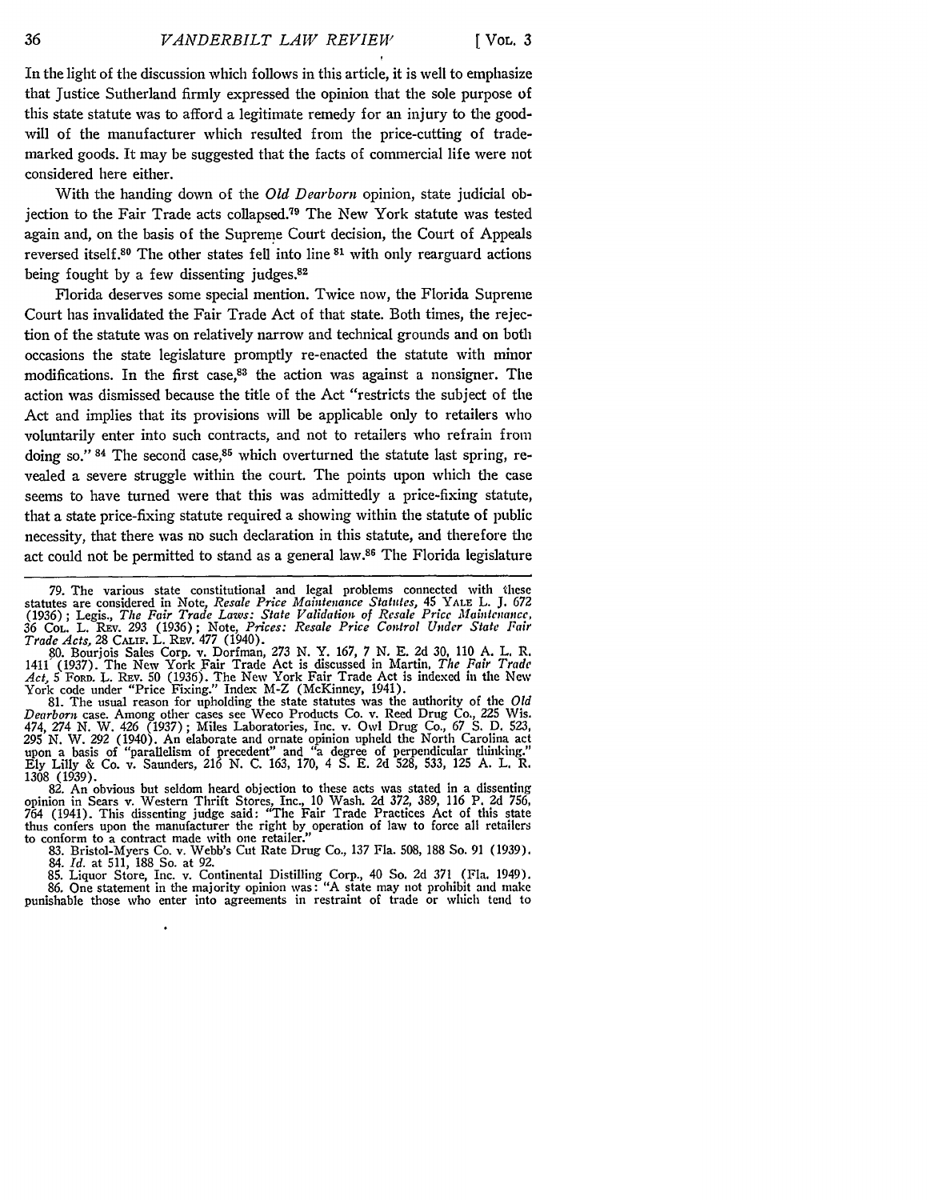In the light of the discussion which follows in this article, it is well to emphasize that Justice Sutherland firmly expressed the opinion that the sole purpose of this state statute was to afford a legitimate remedy for an injury to the good-will of the manufacturer which resulted from the price-cutting of trade-marked goods. It may be suggested that the facts of commercial life were not considered here either.

With the handing down of the *Old Dearborn* opinion, state judicial objection to the Fair Trade acts collapsed.[79] The New York statute was tested again and, on the basis of the Supreme Court decision, the Court of Appeals reversed itself.[80] The other states fell into line [81] with only rearguard actions being fought by a few dissenting judges.[82]

Florida deserves some special mention. Twice now, the Florida Supreme Court has invalidated the Fair Trade Act of that state. Both times, the rejection of the statute was on relatively narrow and technical grounds and on both occasions the state legislature promptly re-enacted the statute with minor modifications. In the first case,[83] the action was against a nonsigner. The action was dismissed because the title of the Act "restricts the subject of the Act and implies that its provisions will be applicable only to retailers who voluntarily enter into such contracts, and not to retailers who refrain from doing so." [84] The second case,[85] which overturned the statute last spring, revealed a severe struggle within the court. The points upon which the case seems to have turned were that this was admittedly a price-fixing statute, that a state price-fixing statute required a showing within the statute of public necessity, that there was no such declaration in this statute, and therefore the act could not be permitted to stand as a general law.[86] The Florida legislature

---

79. The various state constitutional and legal problems connected with these statutes are considered in Note, *Resale Price Maintenance Statutes*, 45 YALE L. J. 672 (1936); Legis., *The Fair Trade Laws: State Validation of Resale Price Maintenance*, 36 COL. L. REV. 293 (1936); Note, *Prices: Resale Price Control Under State Fair Trade Acts*, 28 CALIF. L. REV. 477 (1940).

80. Bourjois Sales Corp. v. Dorfman, 273 N. Y. 167, 7 N. E. 2d 30, 110 A. L. R. 1411 (1937). The New York Fair Trade Act is discussed in Martin, *The Fair Trade Act*, 5 FORD. L. REV. 50 (1936). The New York Fair Trade Act is indexed in the New York code under "Price Fixing." Index M-Z (McKinney, 1941).

81. The usual reason for upholding the state statutes was the authority of the *Old Dearborn* case. Among other cases see Weco Products Co. v. Reed Drug Co., 225 Wis. 474, 274 N. W. 426 (1937); Miles Laboratories, Inc. v. Owl Drug Co., 67 S. D. 523, 295 N. W. 292 (1940). An elaborate and ornate opinion upheld the North Carolina act upon a basis of "parallelism of precedent" and "a degree of perpendicular thinking." Ely Lilly & Co. v. Saunders, 216 N. C. 163, 170, 4 S. E. 2d 528, 533, 125 A. L. R. 1308 (1939).

82. An obvious but seldom heard objection to these acts was stated in a dissenting opinion in Sears v. Western Thrift Stores, Inc., 10 Wash. 2d 372, 389, 116 P. 2d 756, 764 (1941). This dissenting judge said: "The Fair Trade Practices Act of this state thus confers upon the manufacturer the right by operation of law to force all retailers to conform to a contract made with one retailer."

83. Bristol-Myers Co. v. Webb's Cut Rate Drug Co., 137 Fla. 508, 188 So. 91 (1939).

84. *Id.* at 511, 188 So. at 92.

85. Liquor Store, Inc. v. Continental Distilling Corp., 40 So. 2d 371 (Fla. 1949).

86. One statement in the majority opinion was: "A state may not prohibit and make punishable those who enter into agreements in restraint of trade or which tend to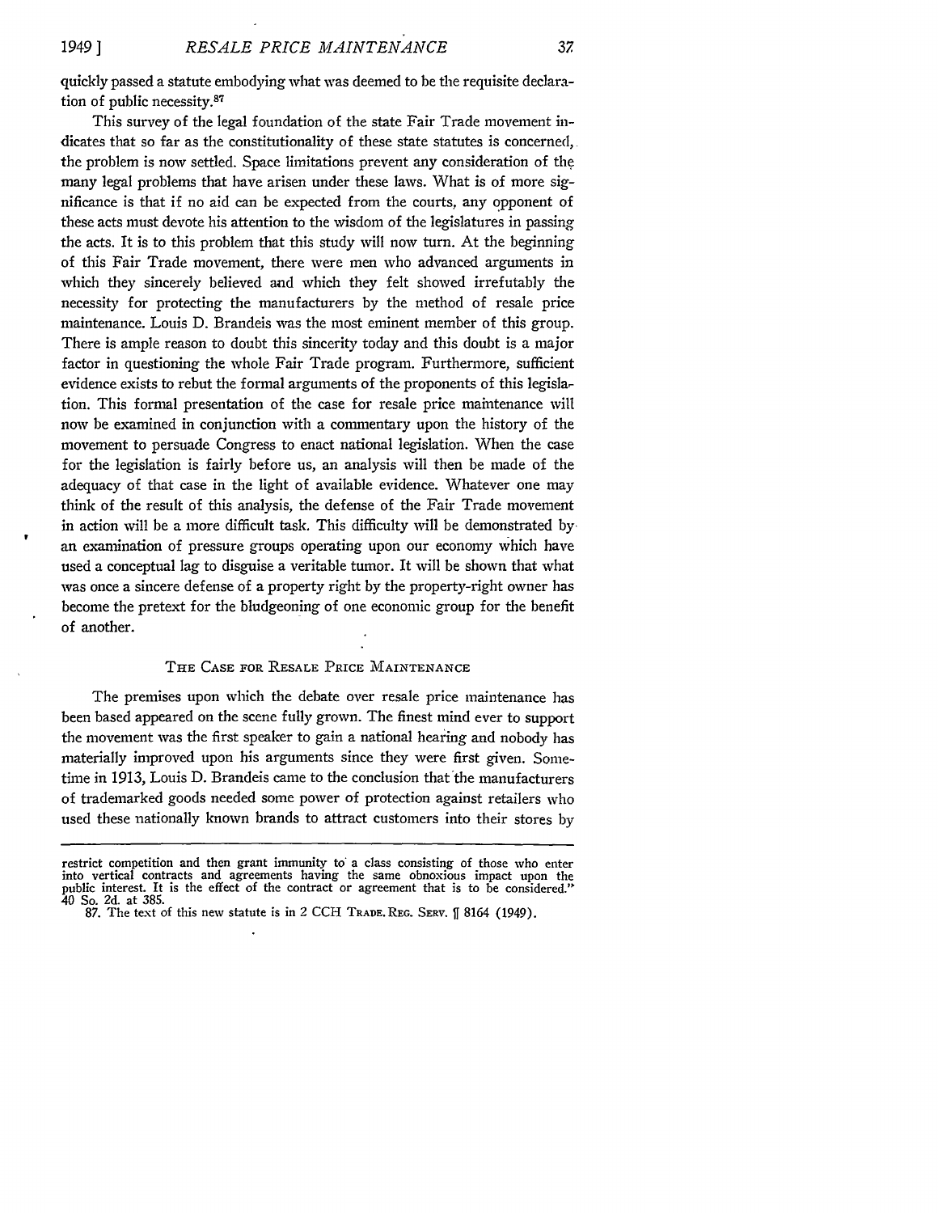quickly passed a statute embodying what was deemed to be the requisite declaration of public necessity.[87]

This survey of the legal foundation of the state Fair Trade movement indicates that so far as the constitutionality of these state statutes is concerned, the problem is now settled. Space limitations prevent any consideration of the many legal problems that have arisen under these laws. What is of more significance is that if no aid can be expected from the courts, any opponent of these acts must devote his attention to the wisdom of the legislatures in passing the acts. It is to this problem that this study will now turn. At the beginning of this Fair Trade movement, there were men who advanced arguments in which they sincerely believed and which they felt showed irrefutably the necessity for protecting the manufacturers by the method of resale price maintenance. Louis D. Brandeis was the most eminent member of this group. There is ample reason to doubt this sincerity today and this doubt is a major factor in questioning the whole Fair Trade program. Furthermore, sufficient evidence exists to rebut the formal arguments of the proponents of this legislation. This formal presentation of the case for resale price maintenance will now be examined in conjunction with a commentary upon the history of the movement to persuade Congress to enact national legislation. When the case for the legislation is fairly before us, an analysis will then be made of the adequacy of that case in the light of available evidence. Whatever one may think of the result of this analysis, the defense of the Fair Trade movement in action will be a more difficult task. This difficulty will be demonstrated by an examination of pressure groups operating upon our economy which have used a conceptual lag to disguise a veritable tumor. It will be shown that what was once a sincere defense of a property right by the property-right owner has become the pretext for the bludgeoning of one economic group for the benefit of another.

## THE CASE FOR RESALE PRICE MAINTENANCE

The premises upon which the debate over resale price maintenance has been based appeared on the scene fully grown. The finest mind ever to support the movement was the first speaker to gain a national hearing and nobody has materially improved upon his arguments since they were first given. Sometime in 1913, Louis D. Brandeis came to the conclusion that the manufacturers of trademarked goods needed some power of protection against retailers who used these nationally known brands to attract customers into their stores by

---

restrict competition and then grant immunity to a class consisting of those who enter into vertical contracts and agreements having the same obnoxious impact upon the public interest. It is the effect of the contract or agreement that is to be considered." 40 So. 2d. at 385.

87. The text of this new statute is in 2 CCH TRADE. REG. SERV. ¶ 8164 (1949).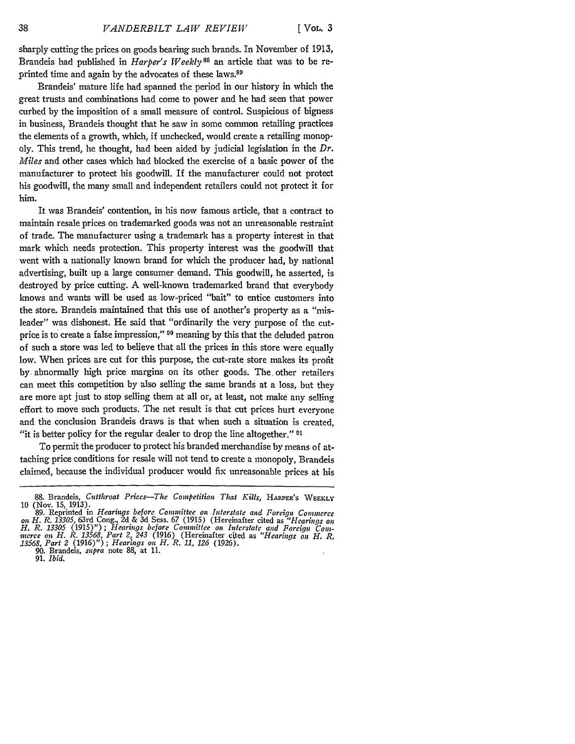sharply cutting the prices on goods bearing such brands. In November of 1913, Brandeis had published in *Harper's Weekly*[88] an article that was to be reprinted time and again by the advocates of these laws.[89]

Brandeis' mature life had spanned the period in our history in which the great trusts and combinations had come to power and he had seen that power curbed by the imposition of a small measure of control. Suspicious of bigness in business, Brandeis thought that he saw in some common retailing practices the elements of a growth, which, if unchecked, would create a retailing monopoly. This trend, he thought, had been aided by judicial legislation in the *Dr. Miles* and other cases which had blocked the exercise of a basic power of the manufacturer to protect his goodwill. If the manufacturer could not protect his goodwill, the many small and independent retailers could not protect it for him.

It was Brandeis' contention, in his now famous article, that a contract to maintain resale prices on trademarked goods was not an unreasonable restraint of trade. The manufacturer using a trademark has a property interest in that mark which needs protection. This property interest was the goodwill that went with a nationally known brand for which the producer had, by national advertising, built up a large consumer demand. This goodwill, he asserted, is destroyed by price cutting. A well-known trademarked brand that everybody knows and wants will be used as low-priced "bait" to entice customers into the store. Brandeis maintained that this use of another's property as a "misleader" was dishonest. He said that "ordinarily the very purpose of the cut-price is to create a false impression,"[90] meaning by this that the deluded patron of such a store was led to believe that all the prices in this store were equally low. When prices are cut for this purpose, the cut-rate store makes its profit by abnormally high price margins on its other goods. The other retailers can meet this competition by also selling the same brands at a loss, but they are more apt just to stop selling them at all or, at least, not make any selling effort to move such products. The net result is that cut prices hurt everyone and the conclusion Brandeis draws is that when such a situation is created, "it is better policy for the regular dealer to drop the line altogether."[91]

To permit the producer to protect his branded merchandise by means of attaching price conditions for resale will not tend to create a monopoly, Brandeis claimed, because the individual producer would fix unreasonable prices at his

---

88. Brandeis, *Cutthroat Prices—The Competition That Kills*, HARPER'S WEEKLY 10 (Nov. 15, 1913).

89. Reprinted in *Hearings before Committee on Interstate and Foreign Commerce on H. R. 13305*, 63rd Cong., 2d & 3d Sess. 67 (1915) (Hereinafter cited as "*Hearings on H. R. 13305* (1915)"); *Hearings before Committee on Interstate and Foreign Commerce on H. R. 13568, Part 2*, 243 (1916) (Hereinafter cited as "*Hearings on H. R. 13568, Part 2* (1916)"); *Hearings on H. R. 11*, 126 (1926).

90. Brandeis, *supra* note 88, at 11.

91. *Ibid.*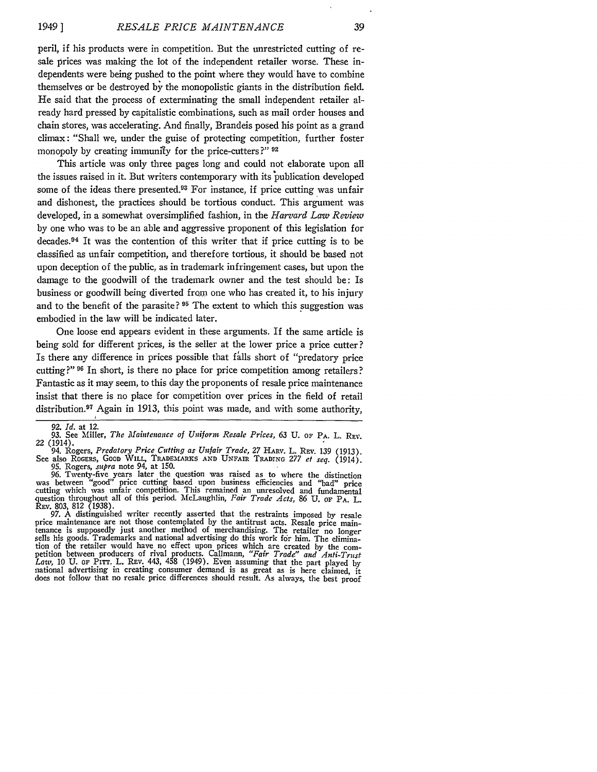peril, if his products were in competition. But the unrestricted cutting of resale prices was making the lot of the independent retailer worse. These independents were being pushed to the point where they would have to combine themselves or be destroyed by the monopolistic giants in the distribution field. He said that the process of exterminating the small independent retailer already hard pressed by capitalistic combinations, such as mail order houses and chain stores, was accelerating. And finally, Brandeis posed his point as a grand climax: "Shall we, under the guise of protecting competition, further foster monopoly by creating immunity for the price-cutters?" [92]

This article was only three pages long and could not elaborate upon all the issues raised in it. But writers contemporary with its publication developed some of the ideas there presented.[93] For instance, if price cutting was unfair and dishonest, the practices should be tortious conduct. This argument was developed, in a somewhat oversimplified fashion, in the *Harvard Law Review* by one who was to be an able and aggressive proponent of this legislation for decades.[94] It was the contention of this writer that if price cutting is to be classified as unfair competition, and therefore tortious, it should be based not upon deception of the public, as in trademark infringement cases, but upon the damage to the goodwill of the trademark owner and the test should be: Is business or goodwill being diverted from one who has created it, to his injury and to the benefit of the parasite? [95] The extent to which this suggestion was embodied in the law will be indicated later.

One loose end appears evident in these arguments. If the same article is being sold for different prices, is the seller at the lower price a price cutter? Is there any difference in prices possible that falls short of "predatory price cutting?" [96] In short, is there no place for price competition among retailers? Fantastic as it may seem, to this day the proponents of resale price maintenance insist that there is no place for competition over prices in the field of retail distribution.[97] Again in 1913, this point was made, and with some authority,

---

92. *Id.* at 12.

93. See Miller, *The Maintenance of Uniform Resale Prices*, 63 U. of Pa. L. Rev. 22 (1914).

94. Rogers, *Predatory Price Cutting as Unfair Trade*, 27 Harv. L. Rev. 139 (1913). See also Rogers, Good Will, Trademarks and Unfair Trading 277 *et seq.* (1914).

95. Rogers, *supra* note 94, at 150.

96. Twenty-five years later the question was raised as to where the distinction was between "good" price cutting based upon business efficiencies and "bad" price cutting which was unfair competition. This remained an unresolved and fundamental question throughout all of this period. McLaughlin, *Fair Trade Acts*, 86 U. of Pa. L. Rev. 803, 812 (1938).

97. A distinguished writer recently asserted that the restraints imposed by resale price maintenance are not those contemplated by the antitrust acts. Resale price maintenance is supposedly just another method of merchandising. The retailer no longer sells his goods. Trademarks and national advertising do this work for him. The elimination of the retailer would have no effect upon prices which are created by the competition between producers of rival products. Callmann, *"Fair Trade" and Anti-Trust Law*, 10 U. of Pitt. L. Rev. 443, 458 (1949). Even assuming that the part played by national advertising in creating consumer demand is as great as is here claimed, it does not follow that no resale price differences should result. As always, the best proof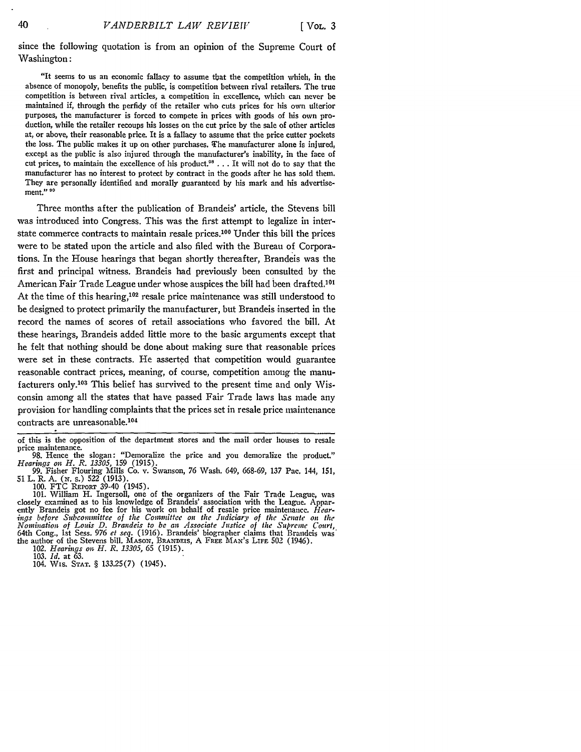since the following quotation is from an opinion of the Supreme Court of Washington:

> "It seems to us an economic fallacy to assume that the competition which, in the absence of monopoly, benefits the public, is competition between rival retailers. The true competition is between rival articles, a competition in excellence, which can never be maintained if, through the perfidy of the retailer who cuts prices for his own ulterior purposes, the manufacturer is forced to compete in prices with goods of his own production, while the retailer recoups his losses on the cut price by the sale of other articles at, or above, their reasonable price. It is a fallacy to assume that the price cutter pockets the loss. The public makes it up on other purchases. The manufacturer alone is injured, except as the public is also injured through the manufacturer's inability, in the face of cut prices, to maintain the excellence of his product.[98] . . . It will not do to say that the manufacturer has no interest to protect by contract in the goods after he has sold them. They are personally identified and morally guaranteed by his mark and his advertisement." [99]

Three months after the publication of Brandeis' article, the Stevens bill was introduced into Congress. This was the first attempt to legalize in interstate commerce contracts to maintain resale prices.[100] Under this bill the prices were to be stated upon the article and also filed with the Bureau of Corporations. In the House hearings that began shortly thereafter, Brandeis was the first and principal witness. Brandeis had previously been consulted by the American Fair Trade League under whose auspices the bill had been drafted.[101] At the time of this hearing,[102] resale price maintenance was still understood to be designed to protect primarily the manufacturer, but Brandeis inserted in the record the names of scores of retail associations who favored the bill. At these hearings, Brandeis added little more to the basic arguments except that he felt that nothing should be done about making sure that reasonable prices were set in these contracts. He asserted that competition would guarantee reasonable contract prices, meaning, of course, competition among the manufacturers only.[103] This belief has survived to the present time and only Wisconsin among all the states that have passed Fair Trade laws has made any provision for handling complaints that the prices set in resale price maintenance contracts are unreasonable.[104]

---

of this is the opposition of the department stores and the mail order houses to resale price maintenance.

98. Hence the slogan: "Demoralize the price and you demoralize the product." *Hearings on H. R. 13305*, 159 (1915).

99. Fisher Flouring Mills Co. v. Swanson, 76 Wash. 649, 668-69, 137 Pac. 144, 151, 51 L. R. A. (N. S.) 522 (1913).

100. FTC Report 39-40 (1945).

101. William H. Ingersoll, one of the organizers of the Fair Trade League, was closely examined as to his knowledge of Brandeis' association with the League. Apparently Brandeis got no fee for his work on behalf of resale price maintenance. *Hearings before Subcommittee of the Committee on the Judiciary of the Senate on the Nomination of Louis D. Brandeis to be an Associate Justice of the Supreme Court*, 64th Cong., 1st Sess. 976 *et seq.* (1916). Brandeis' biographer claims that Brandeis was the author of the Stevens bill. Mason, Brandeis, A Free Man's Life 502 (1946).

102. *Hearings on H. R. 13305*, 65 (1915).

103. *Id.* at 63.

104. Wis. Stat. § 133.25(7) (1945).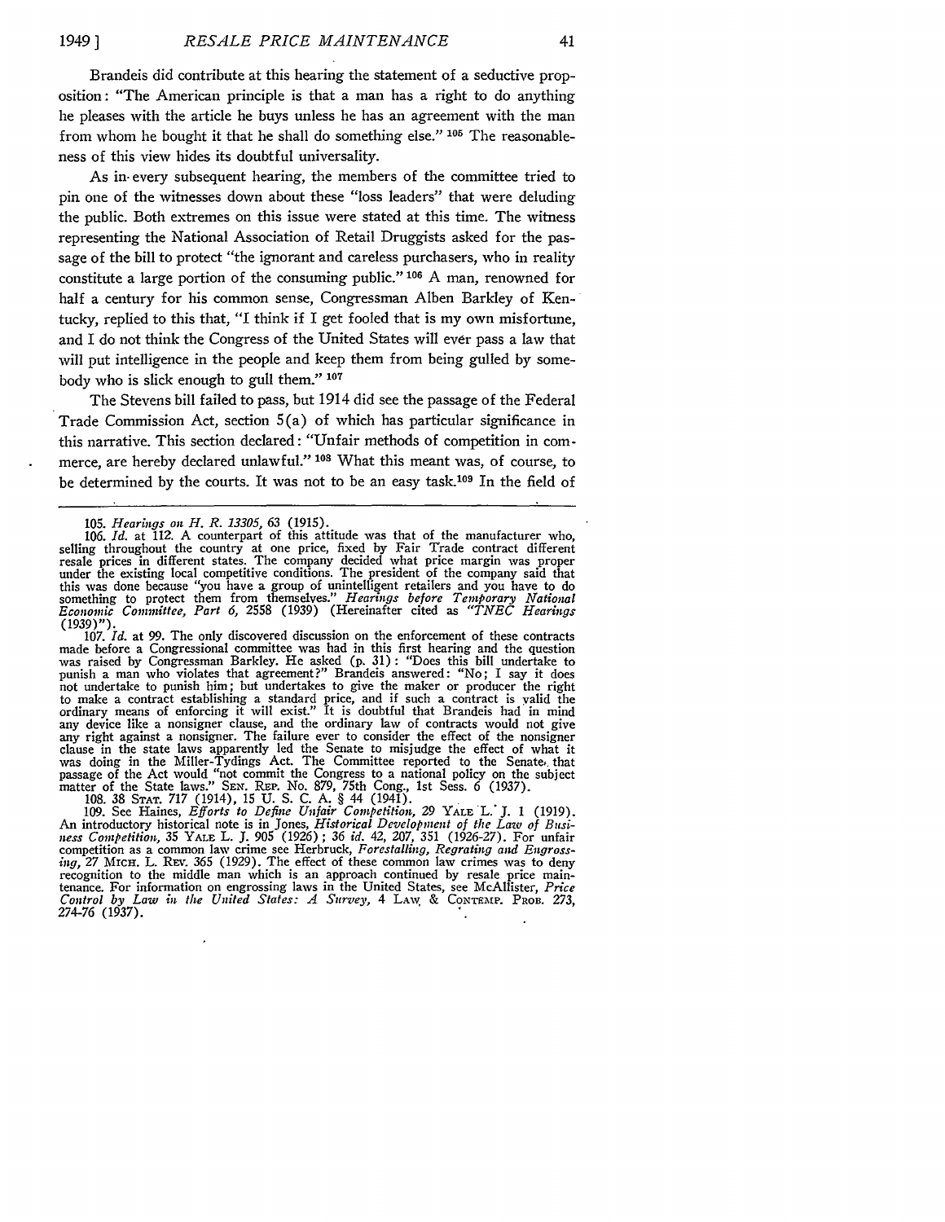Brandeis did contribute at this hearing the statement of a seductive proposition: "The American principle is that a man has a right to do anything he pleases with the article he buys unless he has an agreement with the man from whom he bought it that he shall do something else." [105] The reasonableness of this view hides its doubtful universality.

As in every subsequent hearing, the members of the committee tried to pin one of the witnesses down about these "loss leaders" that were deluding the public. Both extremes on this issue were stated at this time. The witness representing the National Association of Retail Druggists asked for the passage of the bill to protect "the ignorant and careless purchasers, who in reality constitute a large portion of the consuming public." [106] A man, renowned for half a century for his common sense, Congressman Alben Barkley of Kentucky, replied to this that, "I think if I get fooled that is my own misfortune, and I do not think the Congress of the United States will ever pass a law that will put intelligence in the people and keep them from being gulled by somebody who is slick enough to gull them." [107]

The Stevens bill failed to pass, but 1914 did see the passage of the Federal Trade Commission Act, section 5(a) of which has particular significance in this narrative. This section declared: "Unfair methods of competition in commerce, are hereby declared unlawful." [108] What this meant was, of course, to be determined by the courts. It was not to be an easy task.[109] In the field of

---

105. *Hearings on H. R. 13305*, 63 (1915).

106. *Id.* at 112. A counterpart of this attitude was that of the manufacturer who, selling throughout the country at one price, fixed by Fair Trade contract different resale prices in different states. The company decided what price margin was proper under the existing local competitive conditions. The president of the company said that this was done because "you have a group of unintelligent retailers and you have to do something to protect them from themselves." *Hearings before Temporary National Economic Committee, Part 6*, 2558 (1939) (Hereinafter cited as *"TNEC Hearings* (1939)").

107. *Id.* at 99. The only discovered discussion on the enforcement of these contracts made before a Congressional committee was had in this first hearing and the question was raised by Congressman Barkley. He asked (p. 31): "Does this bill undertake to punish a man who violates that agreement?" Brandeis answered: "No; I say it does not undertake to punish him; but undertakes to give the maker or producer the right to make a contract establishing a standard price, and if such a contract is valid the ordinary means of enforcing it will exist." It is doubtful that Brandeis had in mind any device like a nonsigner clause, and the ordinary law of contracts would not give any right against a nonsigner. The failure ever to consider the effect of the nonsigner clause in the state laws apparently led the Senate to misjudge the effect of what it was doing in the Miller-Tydings Act. The Committee reported to the Senate, that passage of the Act would "not commit the Congress to a national policy on the subject matter of the State laws." SEN. REP. No. 879, 75th Cong., 1st Sess. 6 (1937).

108. 38 STAT. 717 (1914), 15 U. S. C. A. § 44 (1941).

109. See Haines, *Efforts to Define Unfair Competition*, 29 YALE L. J. 1 (1919). An introductory historical note is in Jones, *Historical Development of the Law of Business Competition*, 35 YALE L. J. 905 (1926); 36 *id.* 42, 207, 351 (1926-27). For unfair competition as a common law crime see Herbruck, *Forestalling, Regrating and Engrossing*, 27 MICH. L. REV. 365 (1929). The effect of these common law crimes was to deny recognition to the middle man which is an approach continued by resale price maintenance. For information on engrossing laws in the United States, see McAllister, *Price Control by Law in the United States: A Survey*, 4 LAW & CONTEMP. PROB. 273, 274-76 (1937).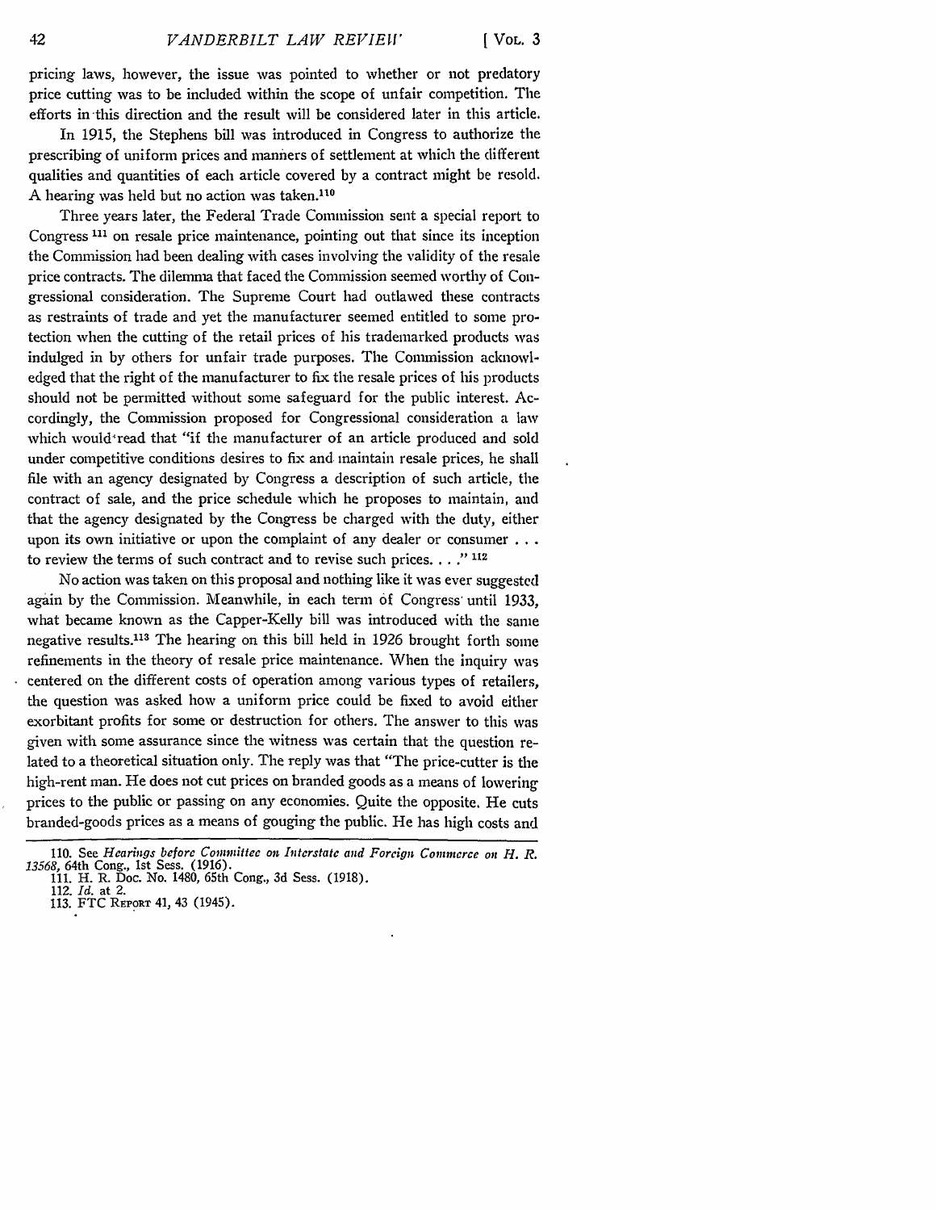pricing laws, however, the issue was pointed to whether or not predatory price cutting was to be included within the scope of unfair competition. The efforts in this direction and the result will be considered later in this article.

In 1915, the Stephens bill was introduced in Congress to authorize the prescribing of uniform prices and manners of settlement at which the different qualities and quantities of each article covered by a contract might be resold. A hearing was held but no action was taken.[110]

Three years later, the Federal Trade Commission sent a special report to Congress [111] on resale price maintenance, pointing out that since its inception the Commission had been dealing with cases involving the validity of the resale price contracts. The dilemma that faced the Commission seemed worthy of Congressional consideration. The Supreme Court had outlawed these contracts as restraints of trade and yet the manufacturer seemed entitled to some protection when the cutting of the retail prices of his trademarked products was indulged in by others for unfair trade purposes. The Commission acknowledged that the right of the manufacturer to fix the resale prices of his products should not be permitted without some safeguard for the public interest. Accordingly, the Commission proposed for Congressional consideration a law which would read that "if the manufacturer of an article produced and sold under competitive conditions desires to fix and maintain resale prices, he shall file with an agency designated by Congress a description of such article, the contract of sale, and the price schedule which he proposes to maintain, and that the agency designated by the Congress be charged with the duty, either upon its own initiative or upon the complaint of any dealer or consumer . . . to review the terms of such contract and to revise such prices. . . ." [112]

No action was taken on this proposal and nothing like it was ever suggested again by the Commission. Meanwhile, in each term of Congress until 1933, what became known as the Capper-Kelly bill was introduced with the same negative results.[113] The hearing on this bill held in 1926 brought forth some refinements in the theory of resale price maintenance. When the inquiry was centered on the different costs of operation among various types of retailers, the question was asked how a uniform price could be fixed to avoid either exorbitant profits for some or destruction for others. The answer to this was given with some assurance since the witness was certain that the question related to a theoretical situation only. The reply was that "The price-cutter is the high-rent man. He does not cut prices on branded goods as a means of lowering prices to the public or passing on any economies. Quite the opposite. He cuts branded-goods prices as a means of gouging the public. He has high costs and

110. See *Hearings before Committee on Interstate and Foreign Commerce on H. R. 13568*, 64th Cong., 1st Sess. (1916).

111. H. R. Doc. No. 1480, 65th Cong., 3d Sess. (1918).

112. *Id.* at 2.

113. FTC REPORT 41, 43 (1945).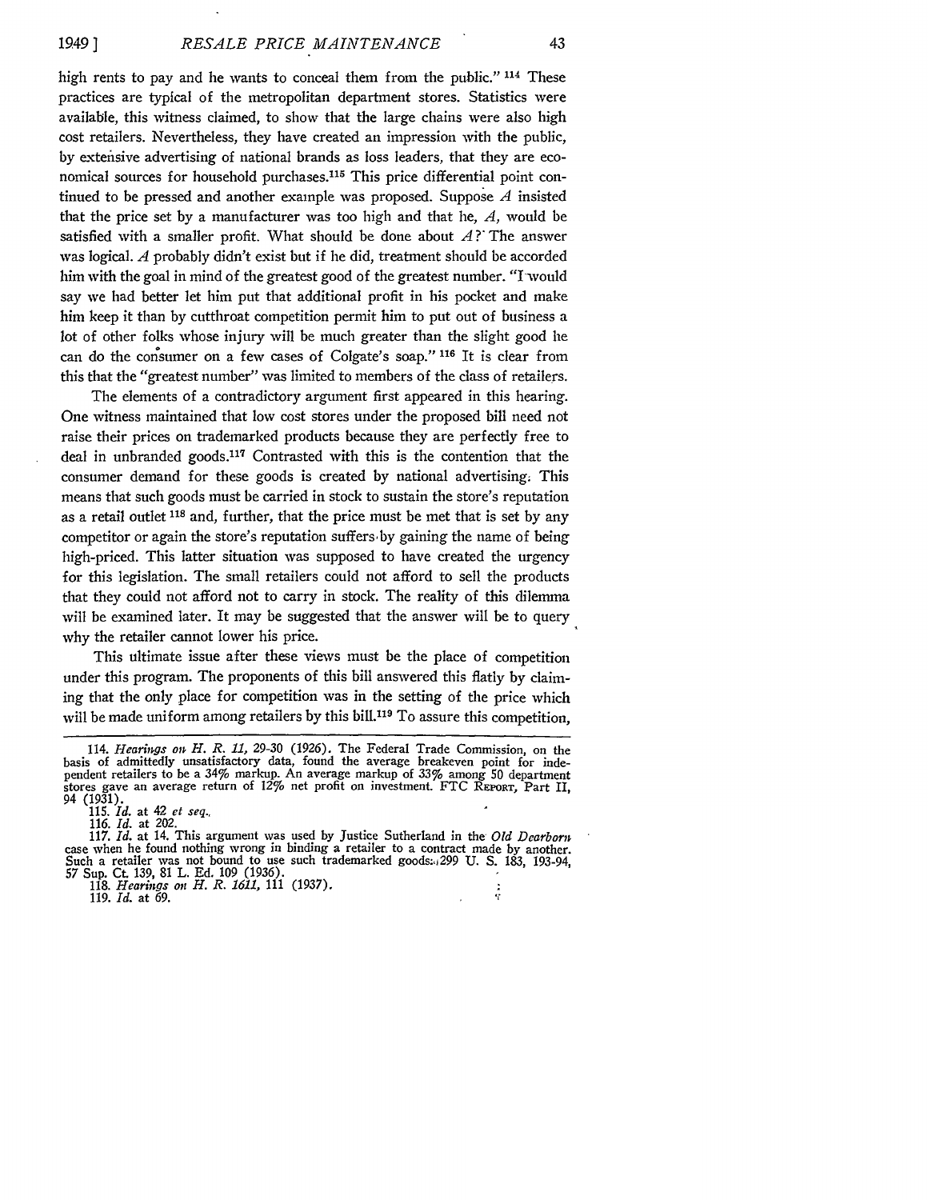high rents to pay and he wants to conceal them from the public." [114] These practices are typical of the metropolitan department stores. Statistics were available, this witness claimed, to show that the large chains were also high cost retailers. Nevertheless, they have created an impression with the public, by extensive advertising of national brands as loss leaders, that they are economical sources for household purchases.[115] This price differential point continued to be pressed and another example was proposed. Suppose *A* insisted that the price set by a manufacturer was too high and that he, *A*, would be satisfied with a smaller profit. What should be done about *A*? The answer was logical. *A* probably didn't exist but if he did, treatment should be accorded him with the goal in mind of the greatest good of the greatest number. "I would say we had better let him put that additional profit in his pocket and make him keep it than by cutthroat competition permit him to put out of business a lot of other folks whose injury will be much greater than the slight good he can do the consumer on a few cases of Colgate's soap." [116] It is clear from this that the "greatest number" was limited to members of the class of retailers.

The elements of a contradictory argument first appeared in this hearing. One witness maintained that low cost stores under the proposed bill need not raise their prices on trademarked products because they are perfectly free to deal in unbranded goods.[117] Contrasted with this is the contention that the consumer demand for these goods is created by national advertising. This means that such goods must be carried in stock to sustain the store's reputation as a retail outlet [118] and, further, that the price must be met that is set by any competitor or again the store's reputation suffers by gaining the name of being high-priced. This latter situation was supposed to have created the urgency for this legislation. The small retailers could not afford to sell the products that they could not afford not to carry in stock. The reality of this dilemma will be examined later. It may be suggested that the answer will be to query why the retailer cannot lower his price.

This ultimate issue after these views must be the place of competition under this program. The proponents of this bill answered this flatly by claiming that the only place for competition was in the setting of the price which will be made uniform among retailers by this bill.[119] To assure this competition,

---

114. *Hearings on H. R. 11*, 29-30 (1926). The Federal Trade Commission, on the basis of admittedly unsatisfactory data, found the average breakeven point for independent retailers to be a 34% markup. An average markup of 33% among 50 department stores gave an average return of 12% net profit on investment. FTC REPORT, Part II, 94 (1931).

115. *Id.* at 42 *et seq.*

116. *Id.* at 202.

117. *Id.* at 14. This argument was used by Justice Sutherland in the *Old Dearborn* case when he found nothing wrong in binding a retailer to a contract made by another. Such a retailer was not bound to use such trademarked goods. 299 U. S. 183, 193-94, 57 Sup. Ct. 139, 81 L. Ed. 109 (1936).

118. *Hearings on H. R. 1611*, 111 (1937).

119. *Id.* at 69.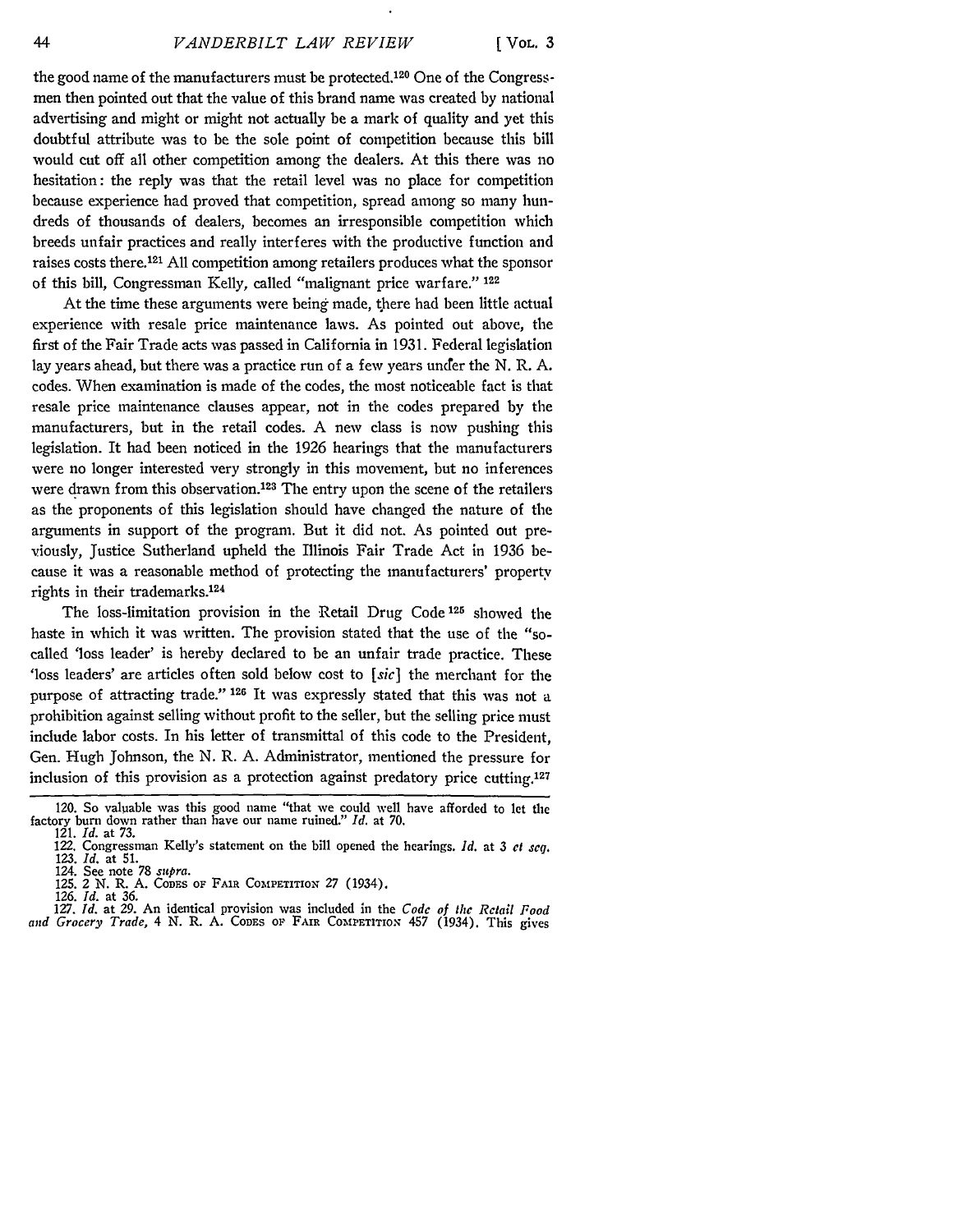the good name of the manufacturers must be protected.[120] One of the Congressmen then pointed out that the value of this brand name was created by national advertising and might or might not actually be a mark of quality and yet this doubtful attribute was to be the sole point of competition because this bill would cut off all other competition among the dealers. At this there was no hesitation: the reply was that the retail level was no place for competition because experience had proved that competition, spread among so many hundreds of thousands of dealers, becomes an irresponsible competition which breeds unfair practices and really interferes with the productive function and raises costs there.[121] All competition among retailers produces what the sponsor of this bill, Congressman Kelly, called "malignant price warfare." [122]

At the time these arguments were being made, there had been little actual experience with resale price maintenance laws. As pointed out above, the first of the Fair Trade acts was passed in California in 1931. Federal legislation lay years ahead, but there was a practice run of a few years under the N. R. A. codes. When examination is made of the codes, the most noticeable fact is that resale price maintenance clauses appear, not in the codes prepared by the manufacturers, but in the retail codes. A new class is now pushing this legislation. It had been noticed in the 1926 hearings that the manufacturers were no longer interested very strongly in this movement, but no inferences were drawn from this observation.[123] The entry upon the scene of the retailers as the proponents of this legislation should have changed the nature of the arguments in support of the program. But it did not. As pointed out previously, Justice Sutherland upheld the Illinois Fair Trade Act in 1936 because it was a reasonable method of protecting the manufacturers' property rights in their trademarks.[124]

The loss-limitation provision in the Retail Drug Code [125] showed the haste in which it was written. The provision stated that the use of the "so-called 'loss leader' is hereby declared to be an unfair trade practice. These 'loss leaders' are articles often sold below cost to [*sic*] the merchant for the purpose of attracting trade." [126] It was expressly stated that this was not a prohibition against selling without profit to the seller, but the selling price must include labor costs. In his letter of transmittal of this code to the President, Gen. Hugh Johnson, the N. R. A. Administrator, mentioned the pressure for inclusion of this provision as a protection against predatory price cutting.[127]

---

120. So valuable was this good name "that we could well have afforded to let the factory burn down rather than have our name ruined." *Id.* at 70.

121. *Id.* at 73.

122. Congressman Kelly's statement on the bill opened the hearings. *Id.* at 3 *et seq.*

123. *Id.* at 51.

124. See note 78 *supra.*

125. 2 N. R. A. CODES OF FAIR COMPETITION 27 (1934).

126. *Id.* at 36.

127. *Id.* at 29. An identical provision was included in the *Code of the Retail Food and Grocery Trade*, 4 N. R. A. CODES OF FAIR COMPETITION 457 (1934). This gives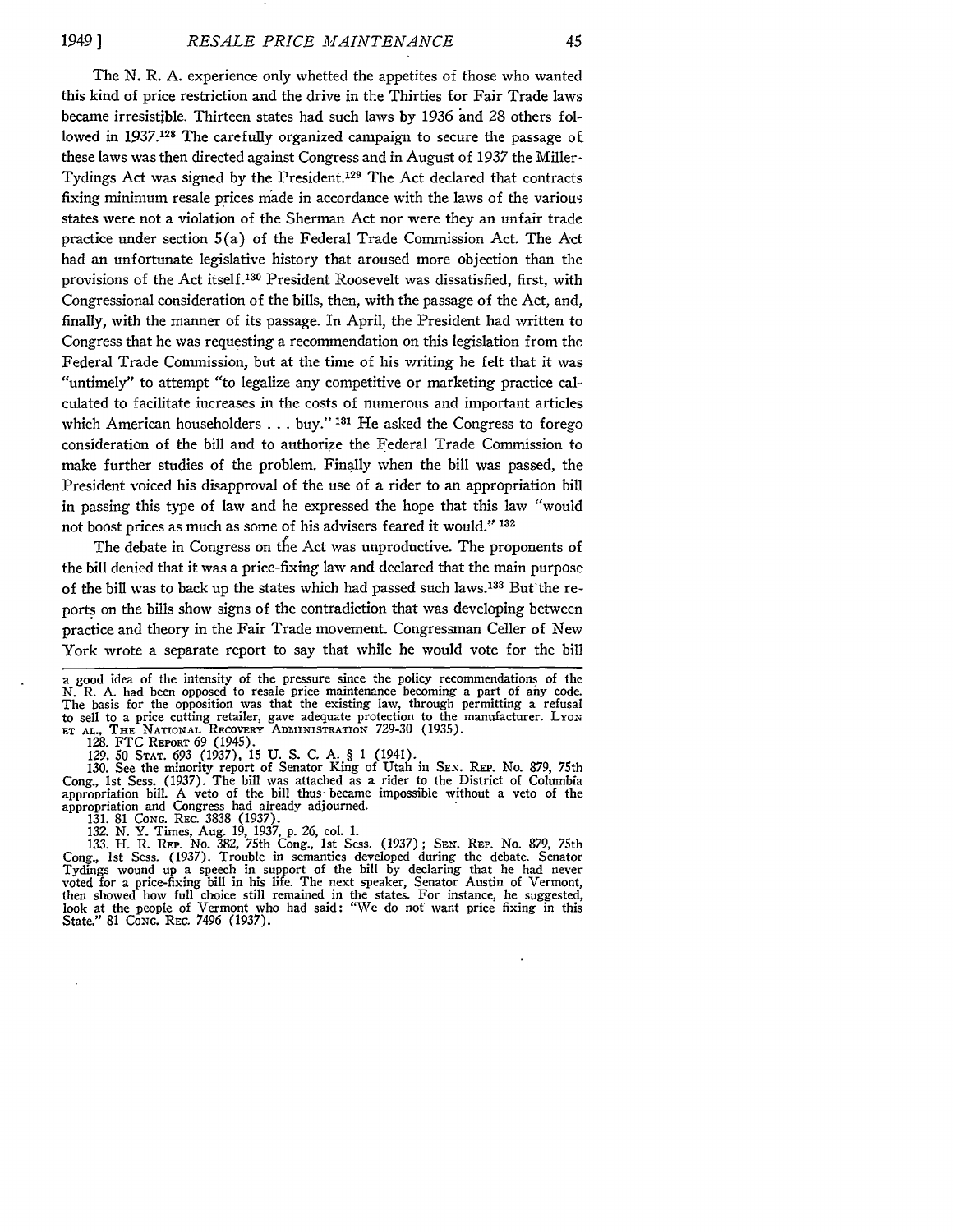The N. R. A. experience only whetted the appetites of those who wanted this kind of price restriction and the drive in the Thirties for Fair Trade laws became irresistible. Thirteen states had such laws by 1936 and 28 others followed in 1937.[128] The carefully organized campaign to secure the passage of these laws was then directed against Congress and in August of 1937 the Miller-Tydings Act was signed by the President.[129] The Act declared that contracts fixing minimum resale prices made in accordance with the laws of the various states were not a violation of the Sherman Act nor were they an unfair trade practice under section 5(a) of the Federal Trade Commission Act. The Act had an unfortunate legislative history that aroused more objection than the provisions of the Act itself.[130] President Roosevelt was dissatisfied, first, with Congressional consideration of the bills, then, with the passage of the Act, and, finally, with the manner of its passage. In April, the President had written to Congress that he was requesting a recommendation on this legislation from the Federal Trade Commission, but at the time of his writing he felt that it was "untimely" to attempt "to legalize any competitive or marketing practice calculated to facilitate increases in the costs of numerous and important articles which American householders . . . buy." [131] He asked the Congress to forego consideration of the bill and to authorize the Federal Trade Commission to make further studies of the problem. Finally when the bill was passed, the President voiced his disapproval of the use of a rider to an appropriation bill in passing this type of law and he expressed the hope that this law "would not boost prices as much as some of his advisers feared it would." [132]

The debate in Congress on the Act was unproductive. The proponents of the bill denied that it was a price-fixing law and declared that the main purpose of the bill was to back up the states which had passed such laws.[133] But the reports on the bills show signs of the contradiction that was developing between practice and theory in the Fair Trade movement. Congressman Celler of New York wrote a separate report to say that while he would vote for the bill

---

a good idea of the intensity of the pressure since the policy recommendations of the N. R. A. had been opposed to resale price maintenance becoming a part of any code. The basis for the opposition was that the existing law, through permitting a refusal to sell to a price cutting retailer, gave adequate protection to the manufacturer. LYON ET AL., THE NATIONAL RECOVERY ADMINISTRATION 729-30 (1935).

128. FTC REPORT 69 (1945).

129. 50 STAT. 693 (1937), 15 U. S. C. A. § 1 (1941).

130. See the minority report of Senator King of Utah in SEN. REP. No. 879, 75th Cong., 1st Sess. (1937). The bill was attached as a rider to the District of Columbia appropriation bill. A veto of the bill thus became impossible without a veto of the appropriation and Congress had already adjourned.

131. 81 CONG. REC. 3838 (1937).

132. N. Y. Times, Aug. 19, 1937, p. 26, col. 1.

133. H. R. REP. No. 382, 75th Cong., 1st Sess. (1937); SEN. REP. No. 879, 75th Cong., 1st Sess. (1937). Trouble in semantics developed during the debate. Senator Tydings wound up a speech in support of the bill by declaring that he had never voted for a price-fixing bill in his life. The next speaker, Senator Austin of Vermont, then showed how full choice still remained in the states. For instance, he suggested, look at the people of Vermont who had said: "We do not want price fixing in this State." 81 CONG. REC. 7496 (1937).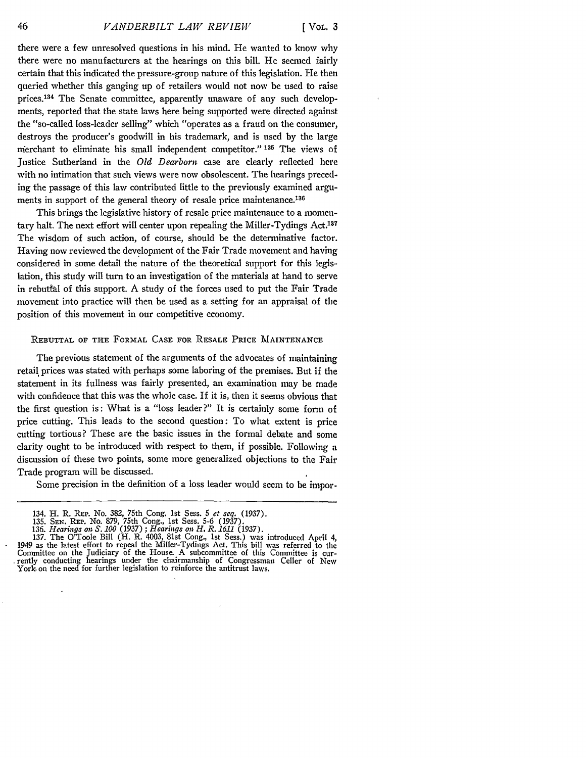there were a few unresolved questions in his mind. He wanted to know why there were no manufacturers at the hearings on this bill. He seemed fairly certain that this indicated the pressure-group nature of this legislation. He then queried whether this ganging up of retailers would not now be used to raise prices.[134] The Senate committee, apparently unaware of any such developments, reported that the state laws here being supported were directed against the "so-called loss-leader selling" which "operates as a fraud on the consumer, destroys the producer's goodwill in his trademark, and is used by the large merchant to eliminate his small independent competitor." [135] The views of Justice Sutherland in the *Old Dearborn* case are clearly reflected here with no intimation that such views were now obsolescent. The hearings preceding the passage of this law contributed little to the previously examined arguments in support of the general theory of resale price maintenance.[136]

This brings the legislative history of resale price maintenance to a momentary halt. The next effort will center upon repealing the Miller-Tydings Act.[137] The wisdom of such action, of course, should be the determinative factor. Having now reviewed the development of the Fair Trade movement and having considered in some detail the nature of the theoretical support for this legislation, this study will turn to an investigation of the materials at hand to serve in rebuttal of this support. A study of the forces used to put the Fair Trade movement into practice will then be used as a setting for an appraisal of the position of this movement in our competitive economy.

## Rebuttal of the Formal Case for Resale Price Maintenance

The previous statement of the arguments of the advocates of maintaining retail prices was stated with perhaps some laboring of the premises. But if the statement in its fullness was fairly presented, an examination may be made with confidence that this was the whole case. If it is, then it seems obvious that the first question is: What is a "loss leader?" It is certainly some form of price cutting. This leads to the second question: To what extent is price cutting tortious? These are the basic issues in the formal debate and some clarity ought to be introduced with respect to them, if possible. Following a discussion of these two points, some more generalized objections to the Fair Trade program will be discussed.

Some precision in the definition of a loss leader would seem to be impor-

---

134. H. R. Rep. No. 382, 75th Cong. 1st Sess. 5 *et seq.* (1937).
135. Sen. Rep. No. 879, 75th Cong., 1st Sess. 5-6 (1937).
136. *Hearings on S. 100* (1937); *Hearings on H. R. 1611* (1937).
137. The O'Toole Bill (H. R. 4003, 81st Cong., 1st Sess.) was introduced April 4, 1949 as the latest effort to repeal the Miller-Tydings Act. This bill was referred to the Committee on the Judiciary of the House. A subcommittee of this Committee is currently conducting hearings under the chairmanship of Congressman Celler of New York on the need for further legislation to reinforce the antitrust laws.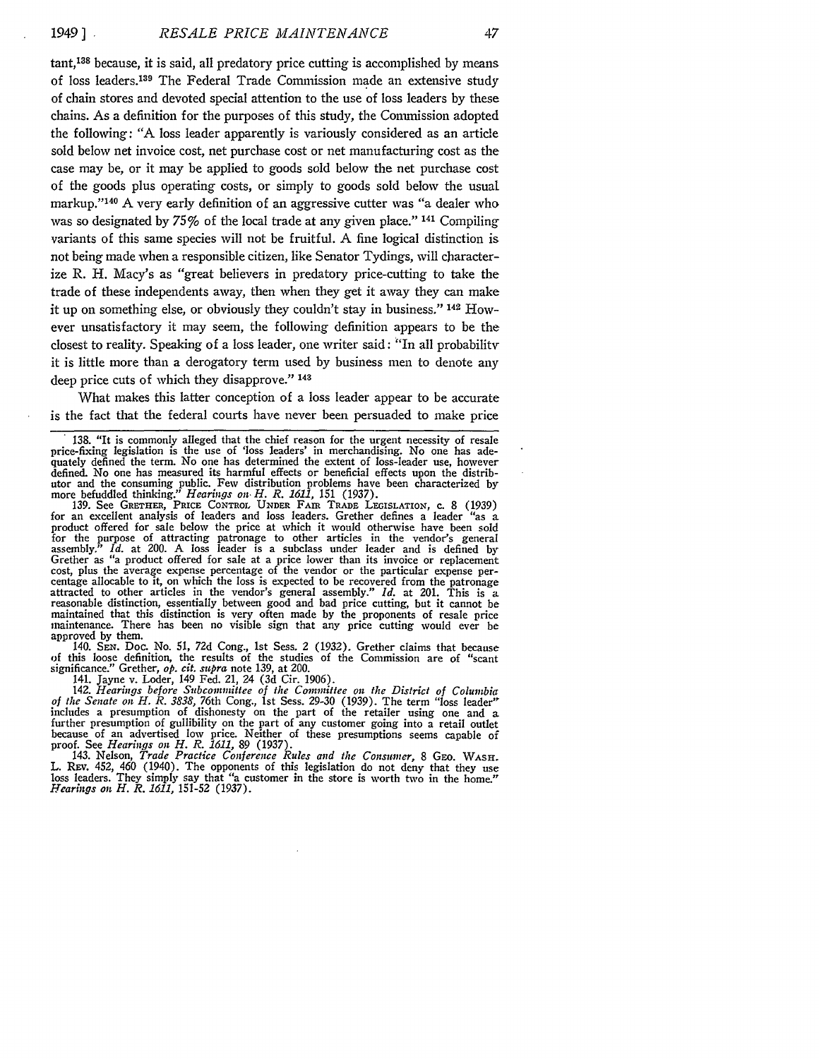tant,[138] because, it is said, all predatory price cutting is accomplished by means of loss leaders.[139] The Federal Trade Commission made an extensive study of chain stores and devoted special attention to the use of loss leaders by these chains. As a definition for the purposes of this study, the Commission adopted the following: "A loss leader apparently is variously considered as an article sold below net invoice cost, net purchase cost or net manufacturing cost as the case may be, or it may be applied to goods sold below the net purchase cost of the goods plus operating costs, or simply to goods sold below the usual markup."[140] A very early definition of an aggressive cutter was "a dealer who was so designated by 75% of the local trade at any given place." [141] Compiling variants of this same species will not be fruitful. A fine logical distinction is not being made when a responsible citizen, like Senator Tydings, will characterize R. H. Macy's as "great believers in predatory price-cutting to take the trade of these independents away, then when they get it away they can make it up on something else, or obviously they couldn't stay in business." [142] However unsatisfactory it may seem, the following definition appears to be the closest to reality. Speaking of a loss leader, one writer said: "In all probability it is little more than a derogatory term used by business men to denote any deep price cuts of which they disapprove." [143]

What makes this latter conception of a loss leader appear to be accurate is the fact that the federal courts have never been persuaded to make price

---

138. "It is commonly alleged that the chief reason for the urgent necessity of resale price-fixing legislation is the use of 'loss leaders' in merchandising. No one has adequately defined the term. No one has determined the extent of loss-leader use, however defined. No one has measured its harmful effects or beneficial effects upon the distributor and the consuming public. Few distribution problems have been characterized by more befuddled thinking." *Hearings on H. R. 1611,* 151 (1937).

139. See GRETHER, PRICE CONTROL UNDER FAIR TRADE LEGISLATION, c. 8 (1939) for an excellent analysis of leaders and loss leaders. Grether defines a leader "as a product offered for sale below the price at which it would otherwise have been sold for the purpose of attracting patronage to other articles in the vendor's general assembly." *Id.* at 200. A loss leader is a subclass under leader and is defined by Grether as "a product offered for sale at a price lower than its invoice or replacement cost, plus the average expense percentage of the vendor or the particular expense percentage allocable to it, on which the loss is expected to be recovered from the patronage attracted to other articles in the vendor's general assembly." *Id.* at 201. This is a reasonable distinction, essentially between good and bad price cutting, but it cannot be maintained that this distinction is very often made by the proponents of resale price maintenance. There has been no visible sign that any price cutting would ever be approved by them.

140. SEN. DOC. No. 51, 72d Cong., 1st Sess. 2 (1932). Grether claims that because of this loose definition, the results of the studies of the Commission are of "scant significance." Grether, *op. cit. supra* note 139, at 200.

141. Jayne v. Loder, 149 Fed. 21, 24 (3d Cir. 1906).

142. *Hearings before Subcommittee of the Committee on the District of Columbia of the Senate on H. R. 3838,* 76th Cong., 1st Sess. 29-30 (1939). The term "loss leader" includes a presumption of dishonesty on the part of the retailer using one and a further presumption of gullibility on the part of any customer going into a retail outlet because of an advertised low price. Neither of these presumptions seems capable of proof. See *Hearings on H. R. 1611,* 89 (1937).

143. Nelson, *Trade Practice Conference Rules and the Consumer,* 8 GEO. WASH. L. REV. 452, 460 (1940). The opponents of this legislation do not deny that they use loss leaders. They simply say that "a customer in the store is worth two in the home." *Hearings on H. R. 1611,* 151-52 (1937).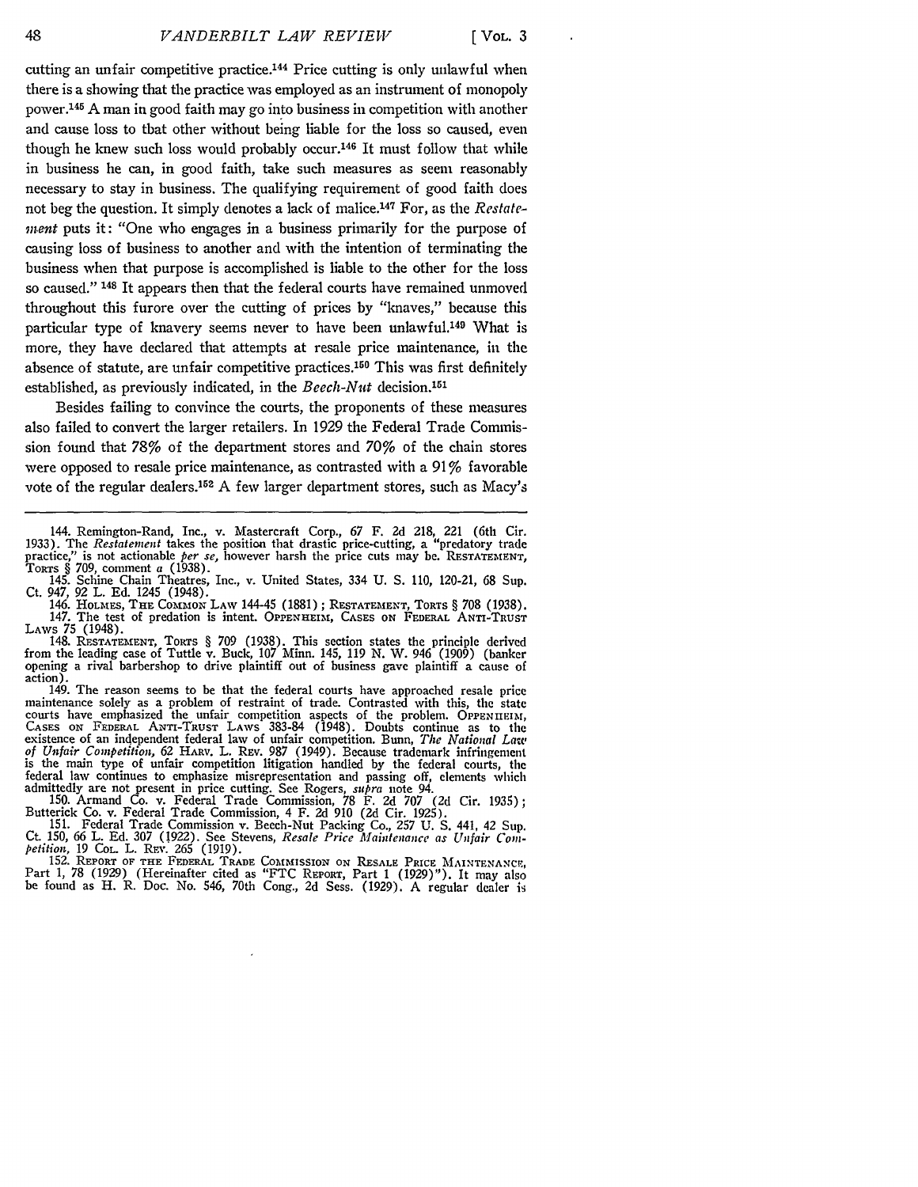cutting an unfair competitive practice.[144] Price cutting is only unlawful when there is a showing that the practice was employed as an instrument of monopoly power.[145] A man in good faith may go into business in competition with another and cause loss to that other without being liable for the loss so caused, even though he knew such loss would probably occur.[146] It must follow that while in business he can, in good faith, take such measures as seem reasonably necessary to stay in business. The qualifying requirement of good faith does not beg the question. It simply denotes a lack of malice.[147] For, as the *Restatement* puts it: "One who engages in a business primarily for the purpose of causing loss of business to another and with the intention of terminating the business when that purpose is accomplished is liable to the other for the loss so caused." [148] It appears then that the federal courts have remained unmoved throughout this furore over the cutting of prices by "knaves," because this particular type of knavery seems never to have been unlawful.[149] What is more, they have declared that attempts at resale price maintenance, in the absence of statute, are unfair competitive practices.[150] This was first definitely established, as previously indicated, in the *Beech-Nut* decision.[151]

Besides failing to convince the courts, the proponents of these measures also failed to convert the larger retailers. In 1929 the Federal Trade Commission found that 78% of the department stores and 70% of the chain stores were opposed to resale price maintenance, as contrasted with a 91% favorable vote of the regular dealers.[152] A few larger department stores, such as Macy's

---

144. Remington-Rand, Inc., v. Mastercraft Corp., 67 F. 2d 218, 221 (6th Cir. 1933). The *Restatement* takes the position that drastic price-cutting, a "predatory trade practice," is not actionable *per se,* however harsh the price cuts may be. RESTATEMENT, TORTS § 709, comment *a* (1938).

145. Schine Chain Theatres, Inc., v. United States, 334 U. S. 110, 120-21, 68 Sup. Ct. 947, 92 L. Ed. 1245 (1948).

146. HOLMES, THE COMMON LAW 144-45 (1881); RESTATEMENT, TORTS § 708 (1938).

147. The test of predation is intent. OPPENHEIM, CASES ON FEDERAL ANTI-TRUST LAWS 75 (1948).

148. RESTATEMENT, TORTS § 709 (1938). This section states the principle derived from the leading case of Tuttle v. Buck, 107 Minn. 145, 119 N. W. 946 (1909) (banker opening a rival barbershop to drive plaintiff out of business gave plaintiff a cause of action).

149. The reason seems to be that the federal courts have approached resale price maintenance solely as a problem of restraint of trade. Contrasted with this, the state courts have emphasized the unfair competition aspects of the problem. OPPENHEIM, CASES ON FEDERAL ANTI-TRUST LAWS 383-84 (1948). Doubts continue as to the existence of an independent federal law of unfair competition. Bunn, *The National Law of Unfair Competition,* 62 HARV. L. REV. 987 (1949). Because trademark infringement is the main type of unfair competition litigation handled by the federal courts, the federal law continues to emphasize misrepresentation and passing off, elements which admittedly are not present in price cutting. See Rogers, *supra* note 94.

150. Armand Co. v. Federal Trade Commission, 78 F. 2d 707 (2d Cir. 1935); Butterick Co. v. Federal Trade Commission, 4 F. 2d 910 (2d Cir. 1925).

151. Federal Trade Commission v. Beech-Nut Packing Co., 257 U. S. 441, 42 Sup. Ct. 150, 66 L. Ed. 307 (1922). See Stevens, *Resale Price Maintenance as Unfair Competition,* 19 COL. L. REV. 265 (1919).

152. REPORT OF THE FEDERAL TRADE COMMISSION ON RESALE PRICE MAINTENANCE, Part 1, 78 (1929) (Hereinafter cited as "FTC REPORT, Part 1 (1929)"). It may also be found as H. R. Doc. No. 546, 70th Cong., 2d Sess. (1929). A regular dealer is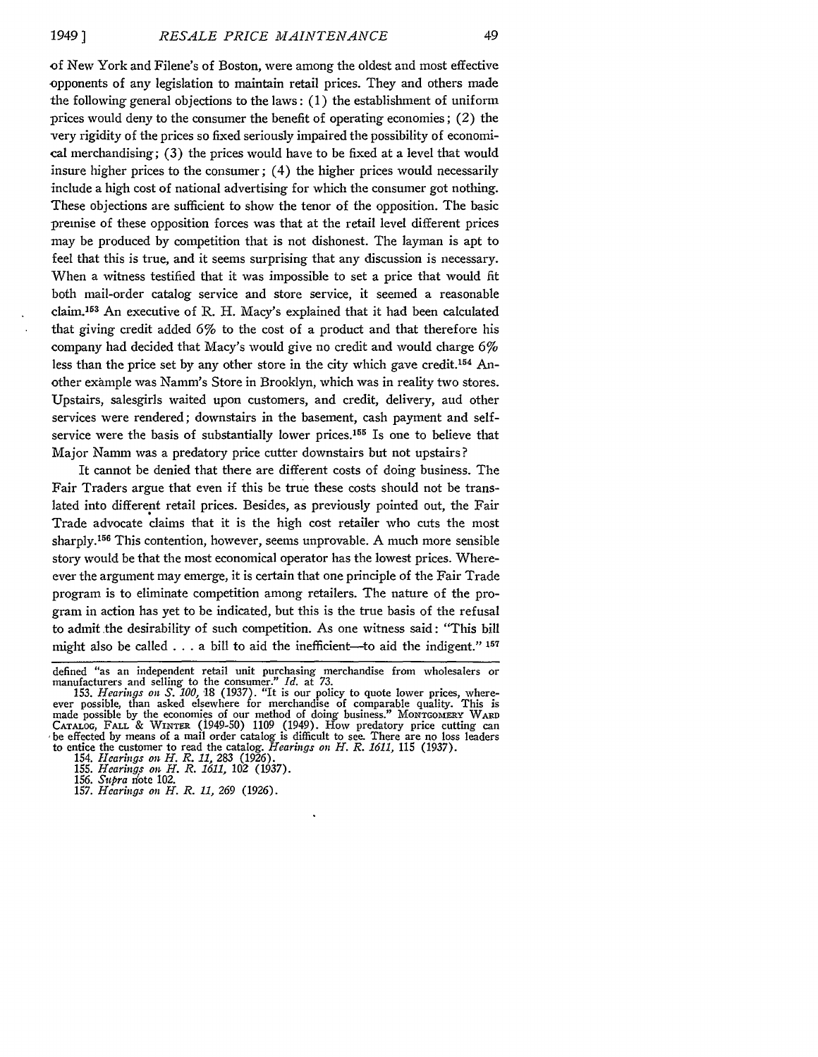of New York and Filene's of Boston, were among the oldest and most effective opponents of any legislation to maintain retail prices. They and others made the following general objections to the laws: (1) the establishment of uniform prices would deny to the consumer the benefit of operating economies; (2) the very rigidity of the prices so fixed seriously impaired the possibility of economical merchandising; (3) the prices would have to be fixed at a level that would insure higher prices to the consumer; (4) the higher prices would necessarily include a high cost of national advertising for which the consumer got nothing. These objections are sufficient to show the tenor of the opposition. The basic premise of these opposition forces was that at the retail level different prices may be produced by competition that is not dishonest. The layman is apt to feel that this is true, and it seems surprising that any discussion is necessary. When a witness testified that it was impossible to set a price that would fit both mail-order catalog service and store service, it seemed a reasonable claim.[153] An executive of R. H. Macy's explained that it had been calculated that giving credit added 6% to the cost of a product and that therefore his company had decided that Macy's would give no credit and would charge 6% less than the price set by any other store in the city which gave credit.[154] Another example was Namm's Store in Brooklyn, which was in reality two stores. Upstairs, salesgirls waited upon customers, and credit, delivery, aud other services were rendered; downstairs in the basement, cash payment and self-service were the basis of substantially lower prices.[155] Is one to believe that Major Namm was a predatory price cutter downstairs but not upstairs?

It cannot be denied that there are different costs of doing business. The Fair Traders argue that even if this be true these costs should not be translated into different retail prices. Besides, as previously pointed out, the Fair Trade advocate claims that it is the high cost retailer who cuts the most sharply.[156] This contention, however, seems unprovable. A much more sensible story would be that the most economical operator has the lowest prices. Wherever the argument may emerge, it is certain that one principle of the Fair Trade program is to eliminate competition among retailers. The nature of the program in action has yet to be indicated, but this is the true basis of the refusal to admit the desirability of such competition. As one witness said: "This bill might also be called . . . a bill to aid the inefficient—to aid the indigent." [157]

---

defined "as an independent retail unit purchasing merchandise from wholesalers or manufacturers and selling to the consumer." *Id.* at 73.

153. *Hearings on S. 100,* 18 (1937). "It is our policy to quote lower prices, wherever possible, than asked elsewhere for merchandise of comparable quality. This is made possible by the economies of our method of doing business." MONTGOMERY WARD CATALOG, FALL & WINTER (1949-50) 1109 (1949). How predatory price cutting can be effected by means of a mail order catalog is difficult to see. There are no loss leaders to entice the customer to read the catalog. *Hearings on H. R. 1611,* 115 (1937).

154. *Hearings on H. R. 11,* 283 (1926).

155. *Hearings on H. R. 1611,* 102 (1937).

156. *Supra* note 102.

157. *Hearings on H. R. 11,* 269 (1926).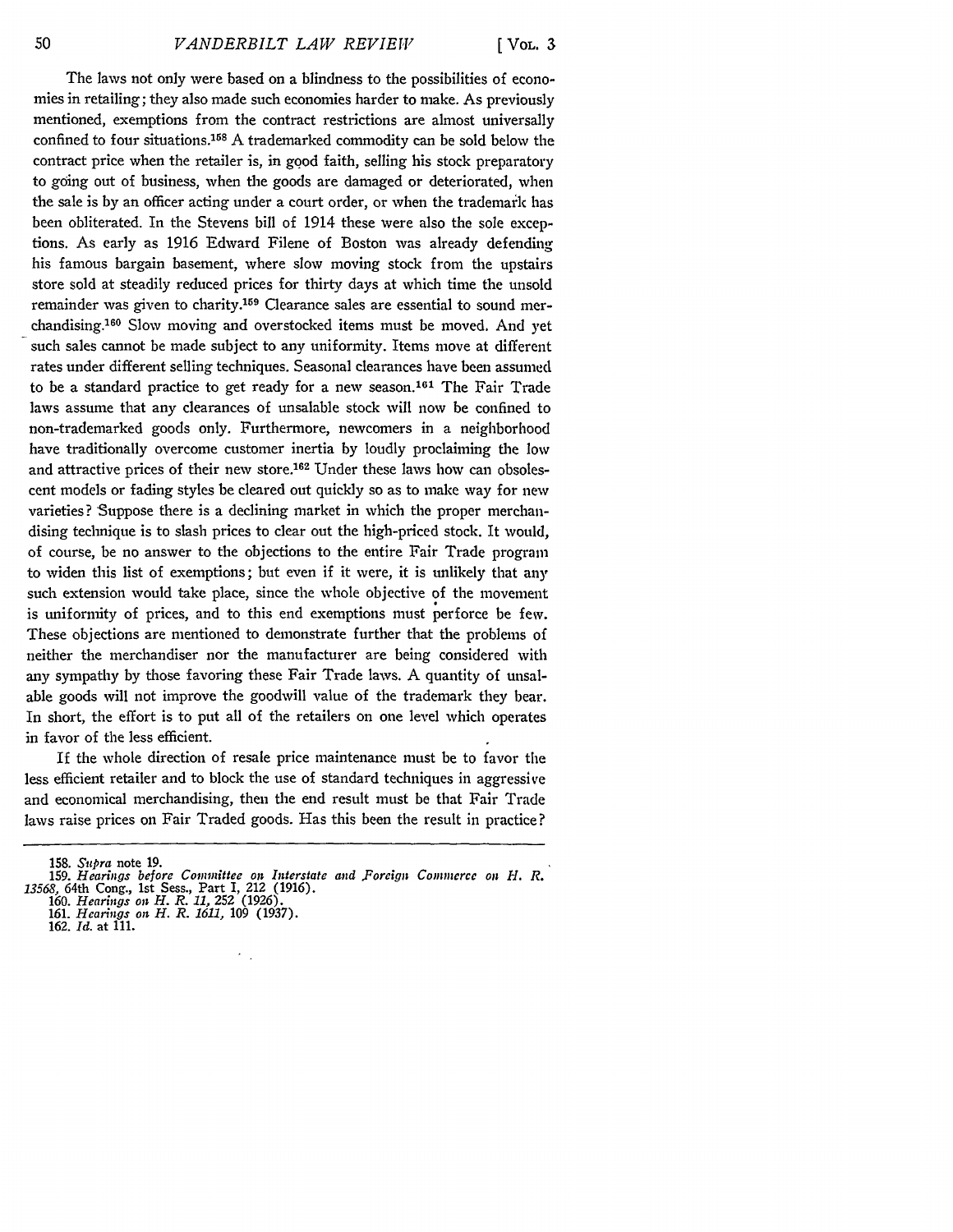The laws not only were based on a blindness to the possibilities of economies in retailing; they also made such economies harder to make. As previously mentioned, exemptions from the contract restrictions are almost universally confined to four situations.[158] A trademarked commodity can be sold below the contract price when the retailer is, in good faith, selling his stock preparatory to going out of business, when the goods are damaged or deteriorated, when the sale is by an officer acting under a court order, or when the trademark has been obliterated. In the Stevens bill of 1914 these were also the sole exceptions. As early as 1916 Edward Filene of Boston was already defending his famous bargain basement, where slow moving stock from the upstairs store sold at steadily reduced prices for thirty days at which time the unsold remainder was given to charity.[159] Clearance sales are essential to sound merchandising.[160] Slow moving and overstocked items must be moved. And yet such sales cannot be made subject to any uniformity. Items move at different rates under different selling techniques. Seasonal clearances have been assumed to be a standard practice to get ready for a new season.[161] The Fair Trade laws assume that any clearances of unsalable stock will now be confined to non-trademarked goods only. Furthermore, newcomers in a neighborhood have traditionally overcome customer inertia by loudly proclaiming the low and attractive prices of their new store.[162] Under these laws how can obsolescent models or fading styles be cleared out quickly so as to make way for new varieties? Suppose there is a declining market in which the proper merchandising technique is to slash prices to clear out the high-priced stock. It would, of course, be no answer to the objections to the entire Fair Trade program to widen this list of exemptions; but even if it were, it is unlikely that any such extension would take place, since the whole objective of the movement is uniformity of prices, and to this end exemptions must perforce be few. These objections are mentioned to demonstrate further that the problems of neither the merchandiser nor the manufacturer are being considered with any sympathy by those favoring these Fair Trade laws. A quantity of unsalable goods will not improve the goodwill value of the trademark they bear. In short, the effort is to put all of the retailers on one level which operates in favor of the less efficient.

If the whole direction of resale price maintenance must be to favor the less efficient retailer and to block the use of standard techniques in aggressive and economical merchandising, then the end result must be that Fair Trade laws raise prices on Fair Traded goods. Has this been the result in practice?

---

158. *Supra* note 19.

159. *Hearings before Committee on Interstate and Foreign Commerce on H. R. 13568*, 64th Cong., 1st Sess., Part I, 212 (1916).

160. *Hearings on H. R. 11*, 252 (1926).

161. *Hearings on H. R. 1611*, 109 (1937).

162. *Id.* at 111.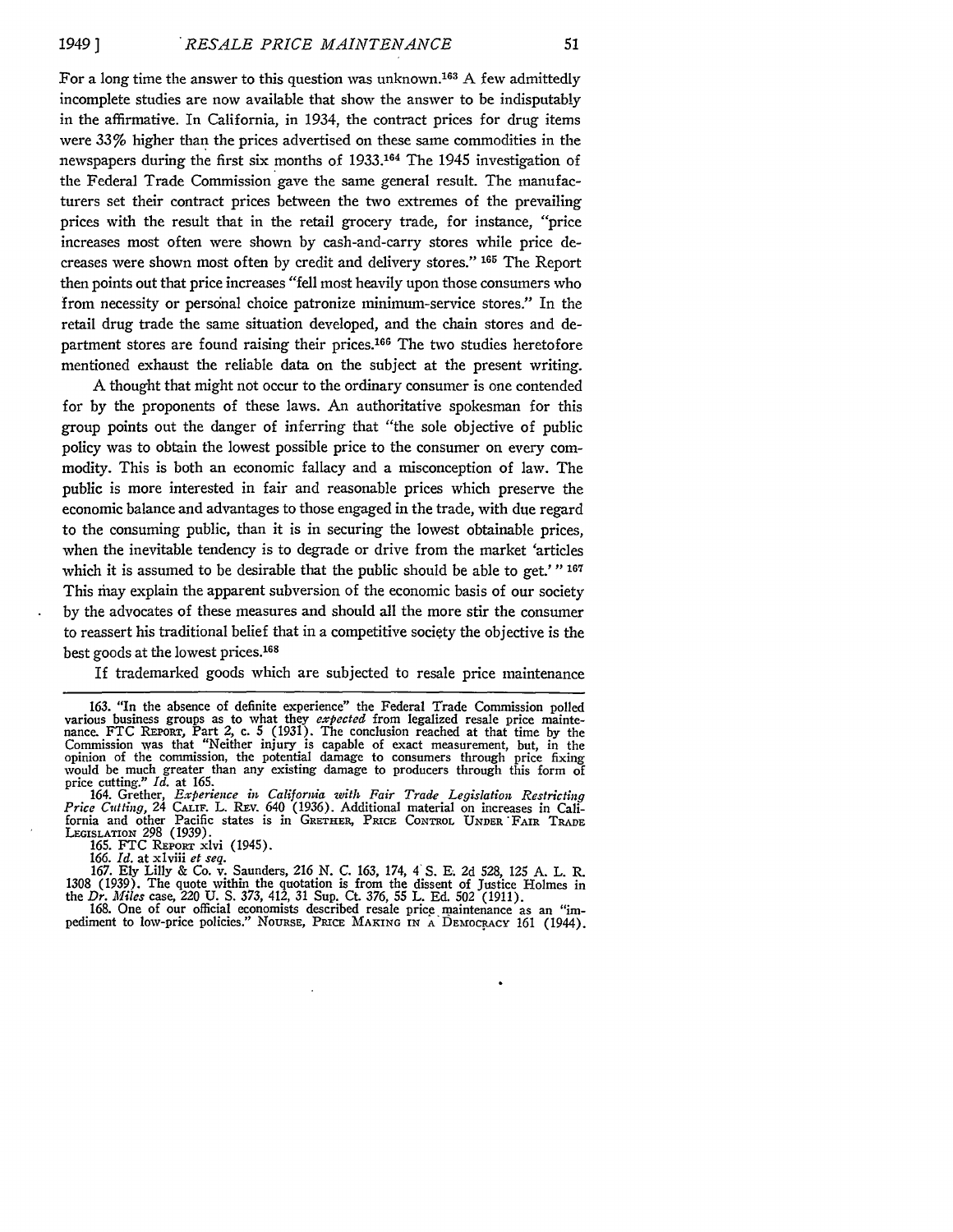For a long time the answer to this question was unknown.[163] A few admittedly incomplete studies are now available that show the answer to be indisputably in the affirmative. In California, in 1934, the contract prices for drug items were 33% higher than the prices advertised on these same commodities in the newspapers during the first six months of 1933.[164] The 1945 investigation of the Federal Trade Commission gave the same general result. The manufacturers set their contract prices between the two extremes of the prevailing prices with the result that in the retail grocery trade, for instance, "price increases most often were shown by cash-and-carry stores while price decreases were shown most often by credit and delivery stores." [165] The Report then points out that price increases "fell most heavily upon those consumers who from necessity or personal choice patronize minimum-service stores." In the retail drug trade the same situation developed, and the chain stores and department stores are found raising their prices.[166] The two studies heretofore mentioned exhaust the reliable data on the subject at the present writing.

A thought that might not occur to the ordinary consumer is one contended for by the proponents of these laws. An authoritative spokesman for this group points out the danger of inferring that "the sole objective of public policy was to obtain the lowest possible price to the consumer on every commodity. This is both an economic fallacy and a misconception of law. The public is more interested in fair and reasonable prices which preserve the economic balance and advantages to those engaged in the trade, with due regard to the consuming public, than it is in securing the lowest obtainable prices, when the inevitable tendency is to degrade or drive from the market 'articles which it is assumed to be desirable that the public should be able to get.' " [167] This may explain the apparent subversion of the economic basis of our society by the advocates of these measures and should all the more stir the consumer to reassert his traditional belief that in a competitive society the objective is the best goods at the lowest prices.[168]

If trademarked goods which are subjected to resale price maintenance

---

163. "In the absence of definite experience" the Federal Trade Commission polled various business groups as to what they *expected* from legalized resale price maintenance. FTC REPORT, Part 2, c. 5 (1931). The conclusion reached at that time by the Commission was that "Neither injury is capable of exact measurement, but, in the opinion of the commission, the potential damage to consumers through price fixing would be much greater than any existing damage to producers through this form of price cutting." *Id.* at 165.

164. Grether, *Experience in California with Fair Trade Legislation Restricting Price Cutting*, 24 CALIF. L. REV. 640 (1936). Additional material on increases in California and other Pacific states is in GRETHER, PRICE CONTROL UNDER FAIR TRADE LEGISLATION 298 (1939).

165. FTC REPORT xlvi (1945).

166. *Id.* at xlviii *et seq.*

167. Ely Lilly & Co. v. Saunders, 216 N. C. 163, 174, 4 S. E. 2d 528, 125 A. L. R. 1308 (1939). The quote within the quotation is from the dissent of Justice Holmes in the *Dr. Miles* case, 220 U. S. 373, 412, 31 Sup. Ct. 376, 55 L. Ed. 502 (1911).

168. One of our official economists described resale price maintenance as an "impediment to low-price policies." NOURSE, PRICE MAKING IN A DEMOCRACY 161 (1944).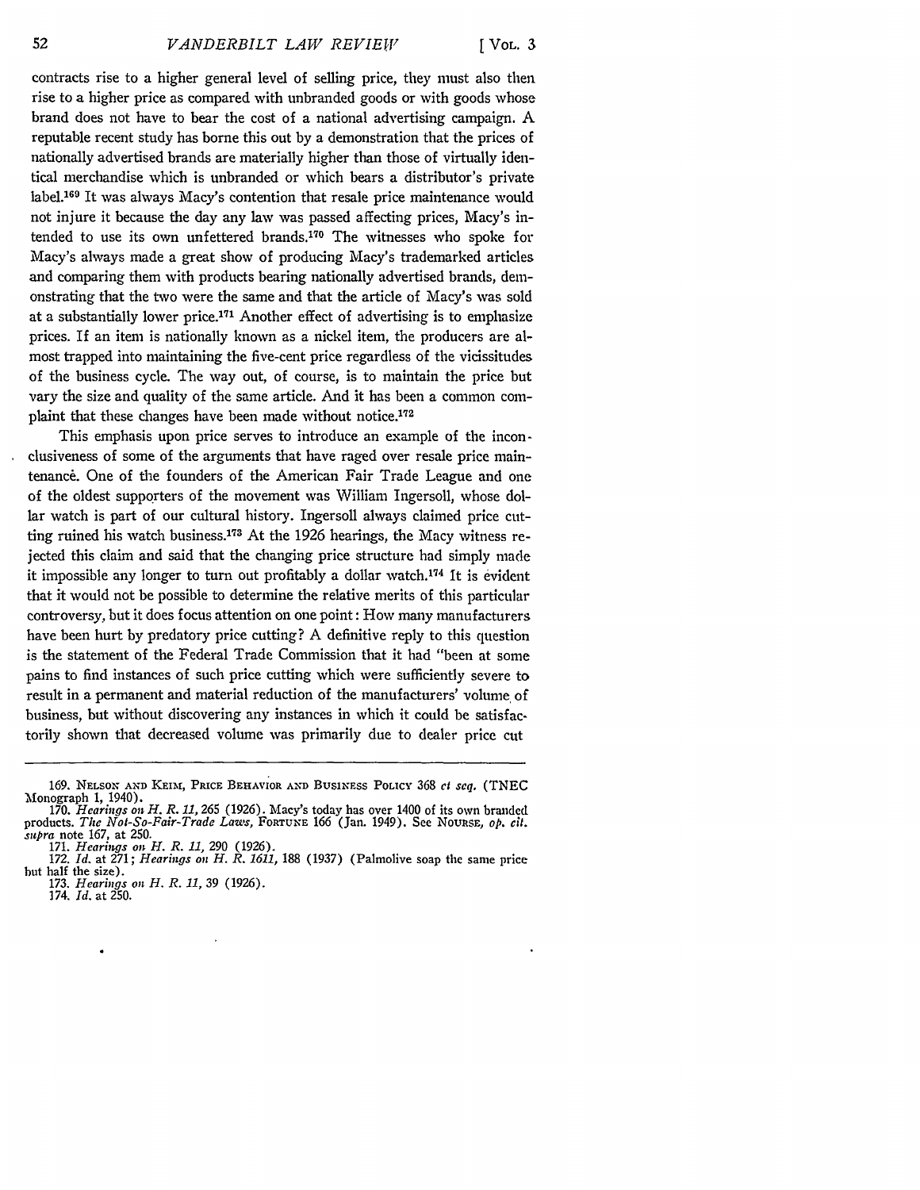contracts rise to a higher general level of selling price, they must also then rise to a higher price as compared with unbranded goods or with goods whose brand does not have to bear the cost of a national advertising campaign. A reputable recent study has borne this out by a demonstration that the prices of nationally advertised brands are materially higher than those of virtually identical merchandise which is unbranded or which bears a distributor's private label.[169] It was always Macy's contention that resale price maintenance would not injure it because the day any law was passed affecting prices, Macy's intended to use its own unfettered brands.[170] The witnesses who spoke for Macy's always made a great show of producing Macy's trademarked articles and comparing them with products bearing nationally advertised brands, demonstrating that the two were the same and that the article of Macy's was sold at a substantially lower price.[171] Another effect of advertising is to emphasize prices. If an item is nationally known as a nickel item, the producers are almost trapped into maintaining the five-cent price regardless of the vicissitudes of the business cycle. The way out, of course, is to maintain the price but vary the size and quality of the same article. And it has been a common complaint that these changes have been made without notice.[172]

This emphasis upon price serves to introduce an example of the inconclusiveness of some of the arguments that have raged over resale price maintenance. One of the founders of the American Fair Trade League and one of the oldest supporters of the movement was William Ingersoll, whose dollar watch is part of our cultural history. Ingersoll always claimed price cutting ruined his watch business.[173] At the 1926 hearings, the Macy witness rejected this claim and said that the changing price structure had simply made it impossible any longer to turn out profitably a dollar watch.[174] It is evident that it would not be possible to determine the relative merits of this particular controversy, but it does focus attention on one point: How many manufacturers have been hurt by predatory price cutting? A definitive reply to this question is the statement of the Federal Trade Commission that it had "been at some pains to find instances of such price cutting which were sufficiently severe to result in a permanent and material reduction of the manufacturers' volume of business, but without discovering any instances in which it could be satisfactorily shown that decreased volume was primarily due to dealer price cut

---

169. Nelson and Keim, Price Behavior and Business Policy 368 *et seq.* (TNEC Monograph 1, 1940).

170. *Hearings on H. R. 11*, 265 (1926). Macy's today has over 1400 of its own branded products. *The Not-So-Fair-Trade Laws*, Fortune 166 (Jan. 1949). See Nourse, *op. cit. supra* note 167, at 250.

171. *Hearings on H. R. 11*, 290 (1926).

172. *Id.* at 271; *Hearings on H. R. 1611*, 188 (1937) (Palmolive soap the same price but half the size).

173. *Hearings on H. R. 11*, 39 (1926).

174. *Id.* at 250.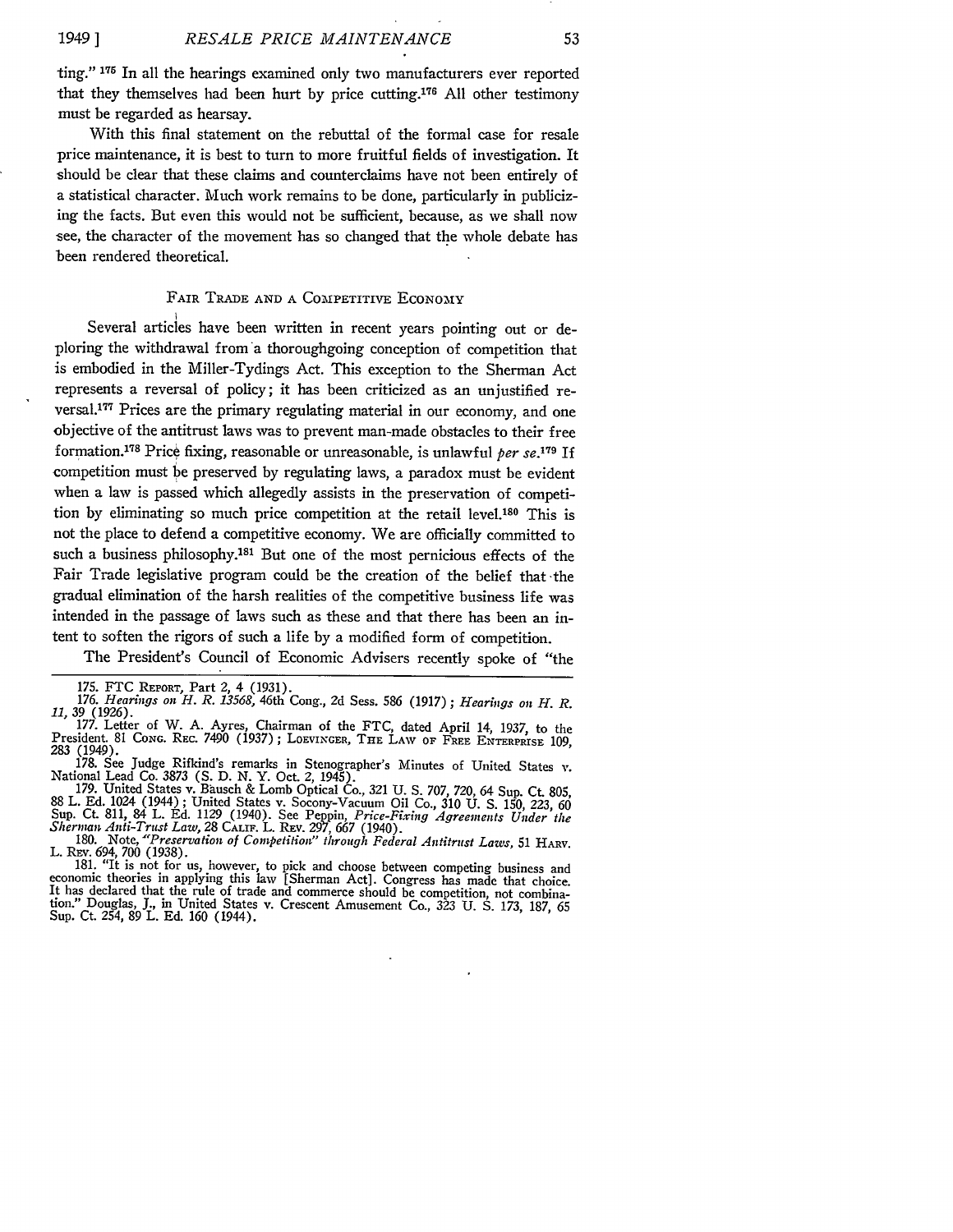ting."[175] In all the hearings examined only two manufacturers ever reported that they themselves had been hurt by price cutting.[176] All other testimony must be regarded as hearsay.

With this final statement on the rebuttal of the formal case for resale price maintenance, it is best to turn to more fruitful fields of investigation. It should be clear that these claims and counterclaims have not been entirely of a statistical character. Much work remains to be done, particularly in publicizing the facts. But even this would not be sufficient, because, as we shall now see, the character of the movement has so changed that the whole debate has been rendered theoretical.

## Fair Trade and a Competitive Economy

Several articles have been written in recent years pointing out or deploring the withdrawal from a thoroughgoing conception of competition that is embodied in the Miller-Tydings Act. This exception to the Sherman Act represents a reversal of policy; it has been criticized as an unjustified reversal.[177] Prices are the primary regulating material in our economy, and one objective of the antitrust laws was to prevent man-made obstacles to their free formation.[178] Price fixing, reasonable or unreasonable, is unlawful *per se*.[179] If competition must be preserved by regulating laws, a paradox must be evident when a law is passed which allegedly assists in the preservation of competition by eliminating so much price competition at the retail level.[180] This is not the place to defend a competitive economy. We are officially committed to such a business philosophy.[181] But one of the most pernicious effects of the Fair Trade legislative program could be the creation of the belief that the gradual elimination of the harsh realities of the competitive business life was intended in the passage of laws such as these and that there has been an intent to soften the rigors of such a life by a modified form of competition.

The President's Council of Economic Advisers recently spoke of "the

---

175. FTC Report, Part 2, 4 (1931).

176. *Hearings on H. R. 13568*, 46th Cong., 2d Sess. 586 (1917); *Hearings on H. R. 11*, 39 (1926).

177. Letter of W. A. Ayres, Chairman of the FTC, dated April 14, 1937, to the President. 81 Cong. Rec. 7490 (1937); Loevinger, The Law of Free Enterprise 109, 283 (1949).

178. See Judge Rifkind's remarks in Stenographer's Minutes of United States v. National Lead Co. 3873 (S. D. N. Y. Oct. 2, 1945).

179. United States v. Bausch & Lomb Optical Co., 321 U. S. 707, 720, 64 Sup. Ct. 805, 88 L. Ed. 1024 (1944); United States v. Socony-Vacuum Oil Co., 310 U. S. 150, 223, 60 Sup. Ct. 811, 84 L. Ed. 1129 (1940). See Peppin, *Price-Fixing Agreements Under the Sherman Anti-Trust Law*, 28 Calif. L. Rev. 297, 667 (1940).

180. Note, *"Preservation of Competition" through Federal Antitrust Laws*, 51 Harv. L. Rev. 694, 700 (1938).

181. "It is not for us, however, to pick and choose between competing business and economic theories in applying this law [Sherman Act]. Congress has made that choice. It has declared that the rule of trade and commerce should be competition, not combination." Douglas, J., in United States v. Crescent Amusement Co., 323 U. S. 173, 187, 65 Sup. Ct. 254, 89 L. Ed. 160 (1944).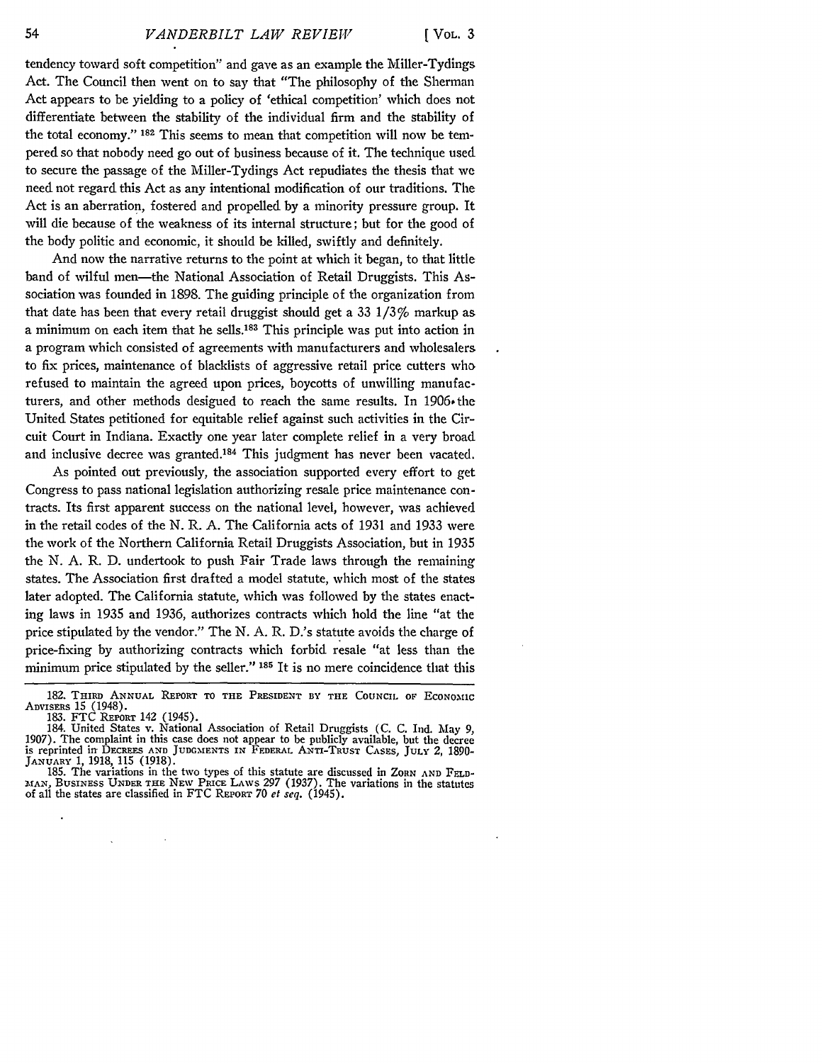tendency toward soft competition" and gave as an example the Miller-Tydings Act. The Council then went on to say that "The philosophy of the Sherman Act appears to be yielding to a policy of 'ethical competition' which does not differentiate between the stability of the individual firm and the stability of the total economy." [182] This seems to mean that competition will now be tempered so that nobody need go out of business because of it. The technique used to secure the passage of the Miller-Tydings Act repudiates the thesis that we need not regard this Act as any intentional modification of our traditions. The Act is an aberration, fostered and propelled by a minority pressure group. It will die because of the weakness of its internal structure; but for the good of the body politic and economic, it should be killed, swiftly and definitely.

And now the narrative returns to the point at which it began, to that little band of wilful men—the National Association of Retail Druggists. This Association was founded in 1898. The guiding principle of the organization from that date has been that every retail druggist should get a 33 1/3% markup as a minimum on each item that he sells.[183] This principle was put into action in a program which consisted of agreements with manufacturers and wholesalers to fix prices, maintenance of blacklists of aggressive retail price cutters who refused to maintain the agreed upon prices, boycotts of unwilling manufacturers, and other methods designed to reach the same results. In 1906 the United States petitioned for equitable relief against such activities in the Circuit Court in Indiana. Exactly one year later complete relief in a very broad and inclusive decree was granted.[184] This judgment has never been vacated.

As pointed out previously, the association supported every effort to get Congress to pass national legislation authorizing resale price maintenance contracts. Its first apparent success on the national level, however, was achieved in the retail codes of the N. R. A. The California acts of 1931 and 1933 were the work of the Northern California Retail Druggists Association, but in 1935 the N. A. R. D. undertook to push Fair Trade laws through the remaining states. The Association first drafted a model statute, which most of the states later adopted. The California statute, which was followed by the states enacting laws in 1935 and 1936, authorizes contracts which hold the line "at the price stipulated by the vendor." The N. A. R. D.'s statute avoids the charge of price-fixing by authorizing contracts which forbid resale "at less than the minimum price stipulated by the seller." [185] It is no mere coincidence that this

---

182. Third Annual Report to the President by the Council of Economic Advisers 15 (1948).

183. FTC Report 142 (1945).

184. United States v. National Association of Retail Druggists (C. C. Ind. May 9, 1907). The complaint in this case does not appear to be publicly available, but the decree is reprinted in Decrees and Judgments in Federal Anti-Trust Cases, July 2, 1890-January 1, 1918, 115 (1918).

185. The variations in the two types of this statute are discussed in Zorn and Feldman, Business Under the New Price Laws 297 (1937). The variations in the statutes of all the states are classified in FTC Report 70 *et seq.* (1945).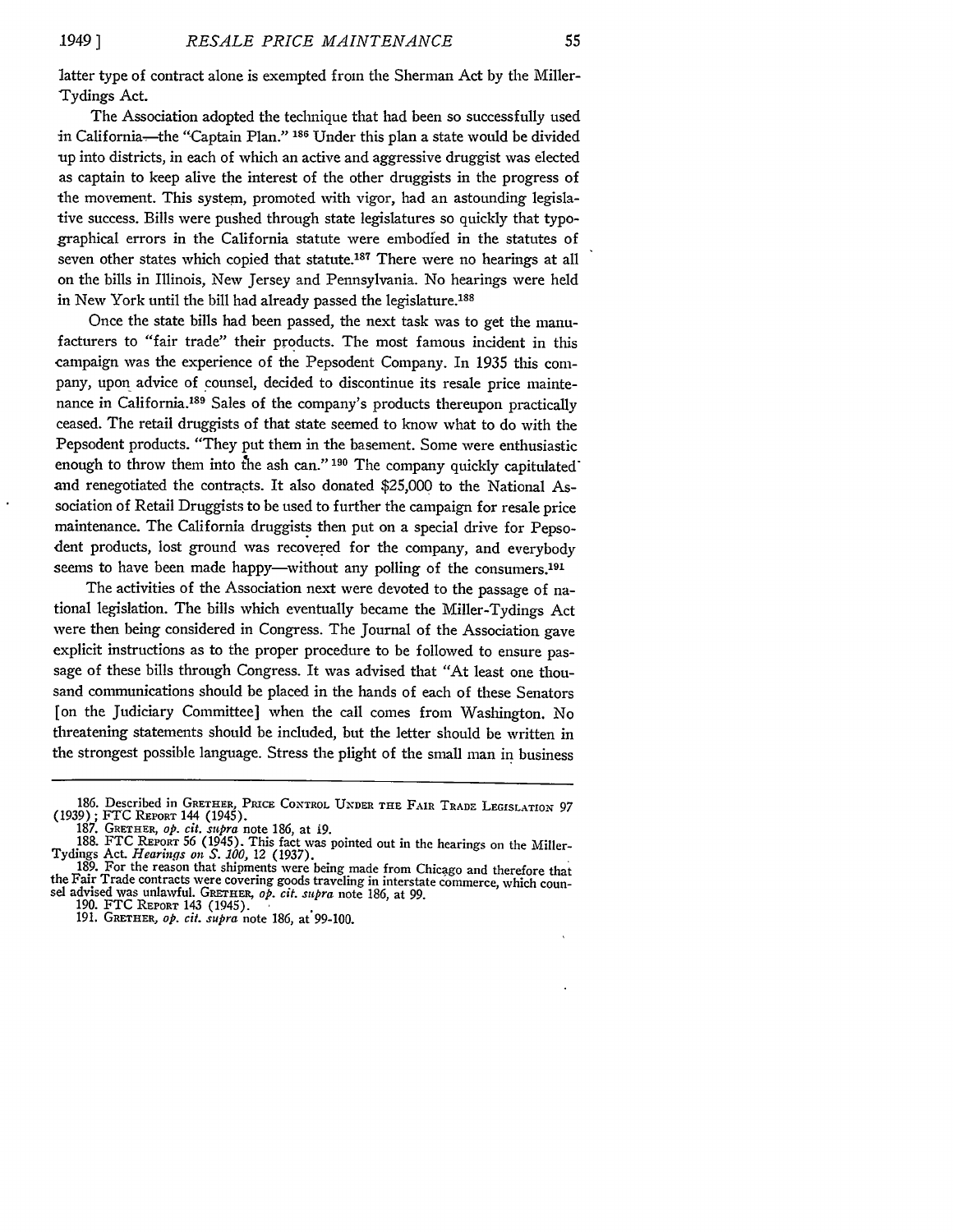latter type of contract alone is exempted from the Sherman Act by the Miller-Tydings Act.

The Association adopted the technique that had been so successfully used in California—the "Captain Plan." [186] Under this plan a state would be divided up into districts, in each of which an active and aggressive druggist was elected as captain to keep alive the interest of the other druggists in the progress of the movement. This system, promoted with vigor, had an astounding legislative success. Bills were pushed through state legislatures so quickly that typographical errors in the California statute were embodied in the statutes of seven other states which copied that statute.[187] There were no hearings at all on the bills in Illinois, New Jersey and Pennsylvania. No hearings were held in New York until the bill had already passed the legislature.[188]

Once the state bills had been passed, the next task was to get the manufacturers to "fair trade" their products. The most famous incident in this campaign was the experience of the Pepsodent Company. In 1935 this company, upon advice of counsel, decided to discontinue its resale price maintenance in California.[189] Sales of the company's products thereupon practically ceased. The retail druggists of that state seemed to know what to do with the Pepsodent products. "They put them in the basement. Some were enthusiastic enough to throw them into the ash can." [190] The company quickly capitulated and renegotiated the contracts. It also donated $25,000 to the National Association of Retail Druggists to be used to further the campaign for resale price maintenance. The California druggists then put on a special drive for Pepsodent products, lost ground was recovered for the company, and everybody seems to have been made happy—without any polling of the consumers.[191]

The activities of the Association next were devoted to the passage of national legislation. The bills which eventually became the Miller-Tydings Act were then being considered in Congress. The Journal of the Association gave explicit instructions as to the proper procedure to be followed to ensure passage of these bills through Congress. It was advised that "At least one thousand communications should be placed in the hands of each of these Senators [on the Judiciary Committee] when the call comes from Washington. No threatening statements should be included, but the letter should be written in the strongest possible language. Stress the plight of the small man in business

---

186. Described in GRETHER, PRICE CONTROL UNDER THE FAIR TRADE LEGISLATION 97 (1939); FTC REPORT 144 (1945).

187. GRETHER, *op. cit. supra* note 186, at 19.

188. FTC REPORT 56 (1945). This fact was pointed out in the hearings on the Miller-Tydings Act. *Hearings on S. 100*, 12 (1937).

189. For the reason that shipments were being made from Chicago and therefore that the Fair Trade contracts were covering goods traveling in interstate commerce, which counsel advised was unlawful. GRETHER, *op. cit. supra* note 186, at 99.

190. FTC REPORT 143 (1945).

191. GRETHER, *op. cit. supra* note 186, at 99-100.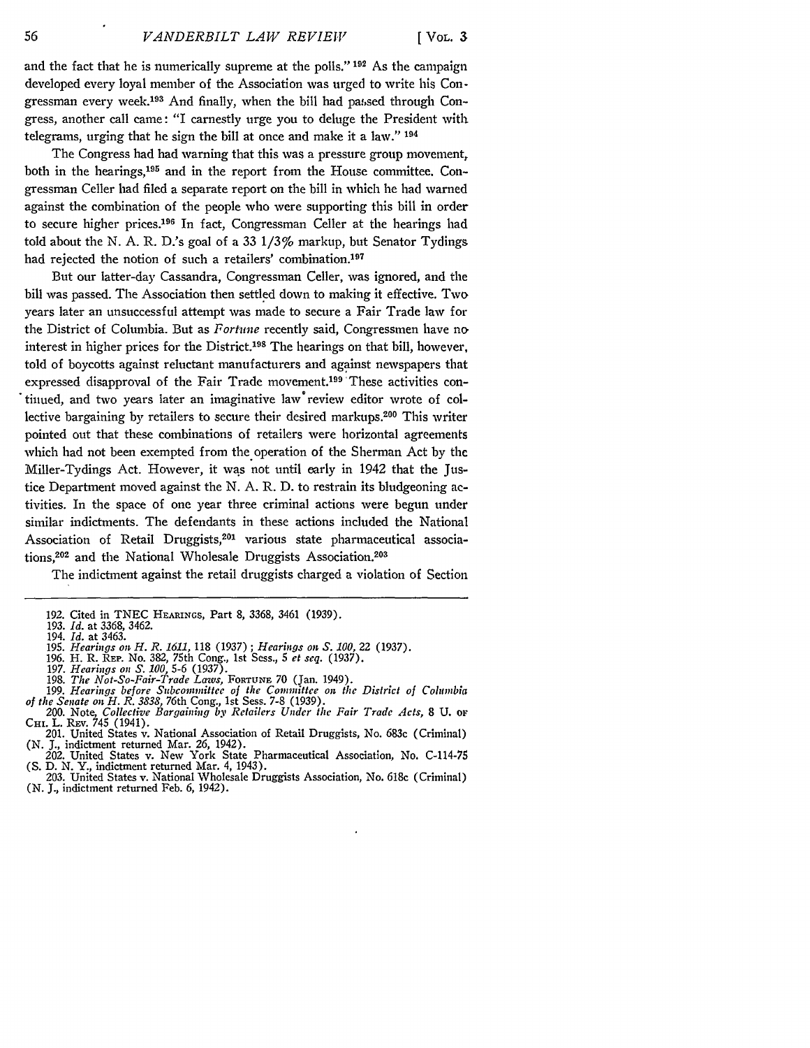and the fact that he is numerically supreme at the polls."[192] As the campaign developed every loyal member of the Association was urged to write his Congressman every week.[193] And finally, when the bill had passed through Congress, another call came: "I earnestly urge you to deluge the President with telegrams, urging that he sign the bill at once and make it a law." [194]

The Congress had had warning that this was a pressure group movement, both in the hearings,[195] and in the report from the House committee. Congressman Celler had filed a separate report on the bill in which he had warned against the combination of the people who were supporting this bill in order to secure higher prices.[196] In fact, Congressman Celler at the hearings had told about the N. A. R. D.'s goal of a 33 1/3% markup, but Senator Tydings had rejected the notion of such a retailers' combination.[197]

But our latter-day Cassandra, Congressman Celler, was ignored, and the bill was passed. The Association then settled down to making it effective. Two years later an unsuccessful attempt was made to secure a Fair Trade law for the District of Columbia. But as *Fortune* recently said, Congressmen have no interest in higher prices for the District.[198] The hearings on that bill, however, told of boycotts against reluctant manufacturers and against newspapers that expressed disapproval of the Fair Trade movement.[199] These activities continued, and two years later an imaginative law review editor wrote of collective bargaining by retailers to secure their desired markups.[200] This writer pointed out that these combinations of retailers were horizontal agreements which had not been exempted from the operation of the Sherman Act by the Miller-Tydings Act. However, it was not until early in 1942 that the Justice Department moved against the N. A. R. D. to restrain its bludgeoning activities. In the space of one year three criminal actions were begun under similar indictments. The defendants in these actions included the National Association of Retail Druggists,[201] various state pharmaceutical associations,[202] and the National Wholesale Druggists Association.[203]

The indictment against the retail druggists charged a violation of Section

---

192. Cited in TNEC HEARINGS, Part 8, 3368, 3461 (1939).
193. *Id.* at 3368, 3462.
194. *Id.* at 3463.
195. *Hearings on H. R. 1611*, 118 (1937); *Hearings on S. 100*, 22 (1937).
196. H. R. REP. No. 382, 75th Cong., 1st Sess., 5 *et seq.* (1937).
197. *Hearings on S. 100*, 5-6 (1937).
198. *The Not-So-Fair-Trade Laws*, FORTUNE 70 (Jan. 1949).
199. *Hearings before Subcommittee of the Committee on the District of Columbia of the Senate on H. R. 3838*, 76th Cong., 1st Sess. 7-8 (1939).
200. Note, *Collective Bargaining by Retailers Under the Fair Trade Acts*, 8 U. OF CHI. L. REV. 745 (1941).
201. United States v. National Association of Retail Druggists, No. 683c (Criminal) (N. J., indictment returned Mar. 26, 1942).
202. United States v. New York State Pharmaceutical Association, No. C-114-75 (S. D. N. Y., indictment returned Mar. 4, 1943).
203. United States v. National Wholesale Druggists Association, No. 618c (Criminal) (N. J., indictment returned Feb. 6, 1942).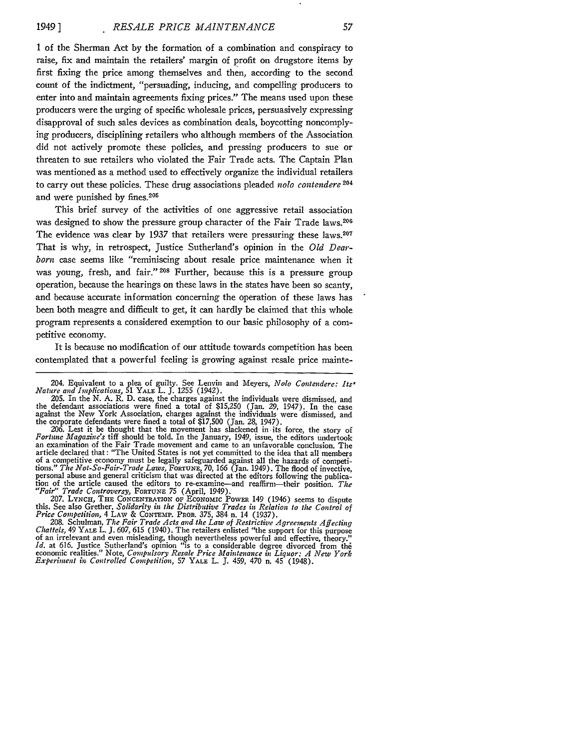1 of the Sherman Act by the formation of a combination and conspiracy to raise, fix and maintain the retailers' margin of profit on drugstore items by first fixing the price among themselves and then, according to the second count of the indictment, "persuading, inducing, and compelling producers to enter into and maintain agreements fixing prices." The means used upon these producers were the urging of specific wholesale prices, persuasively expressing disapproval of such sales devices as combination deals, boycotting noncomplying producers, disciplining retailers who although members of the Association did not actively promote these policies, and pressing producers to sue or threaten to sue retailers who violated the Fair Trade acts. The Captain Plan was mentioned as a method used to effectively organize the individual retailers to carry out these policies. These drug associations pleaded *nolo contendere*[204] and were punished by fines.[205]

This brief survey of the activities of one aggressive retail association was designed to show the pressure group character of the Fair Trade laws.[206] The evidence was clear by 1937 that retailers were pressuring these laws.[207] That is why, in retrospect, Justice Sutherland's opinion in the *Old Dearborn* case seems like "reminiscing about resale price maintenance when it was young, fresh, and fair."[208] Further, because this is a pressure group operation, because the hearings on these laws in the states have been so scanty, and because accurate information concerning the operation of these laws has been both meagre and difficult to get, it can hardly be claimed that this whole program represents a considered exemption to our basic philosophy of a competitive economy.

It is because no modification of our attitude towards competition has been contemplated that a powerful feeling is growing against resale price mainte-

---

204. Equivalent to a plea of guilty. See Lenvin and Meyers, *Nolo Contendere: Its' Nature and Implications*, 51 YALE L. J. 1255 (1942).

205. In the N. A. R. D. case, the charges against the individuals were dismissed, and the defendant associations were fined a total of $15,250 (Jan. 29, 1947). In the case against the New York Association, charges against the individuals were dismissed, and the corporate defendants were fined a total of $17,500 (Jan. 28, 1947).

206. Lest it be thought that the movement has slackened in its force, the story of *Fortune Magazine's* tiff should be told. In the January, 1949, issue, the editors undertook an examination of the Fair Trade movement and came to an unfavorable conclusion. The article declared that: "The United States is not yet committed to the idea that all members of a competitive economy must be legally safeguarded against all the hazards of competitions." *The Not-So-Fair-Trade Laws*, FORTUNE, 70, 166 (Jan. 1949). The flood of invective, personal abuse and general criticism that was directed at the editors following the publication of the article caused the editors to re-examine—and reaffirm—their position. *The "Fair" Trade Controversy*, FORTUNE 75 (April, 1949).

207. LYNCH, THE CONCENTRATION OF ECONOMIC POWER 149 (1946) seems to dispute this. See also Grether, *Solidarity in the Distributive Trades in Relation to the Control of Price Competition*, 4 LAW & CONTEMP. PROB. 375, 384 n. 14 (1937).

208. Schulman, *The Fair Trade Acts and the Law of Restrictive Agreements Affecting Chattels*, 49 YALE L. J. 607, 615 (1940). The retailers enlisted "the support for this purpose of an irrelevant and even misleading, though nevertheless powerful and effective, theory." *Id.* at 616. Justice Sutherland's opinion "is to a considerable degree divorced from the economic realities." Note, *Compulsory Resale Price Maintenance in Liquor: A New York Experiment in Controlled Competition*, 57 YALE L. J. 459, 470 n. 45 (1948).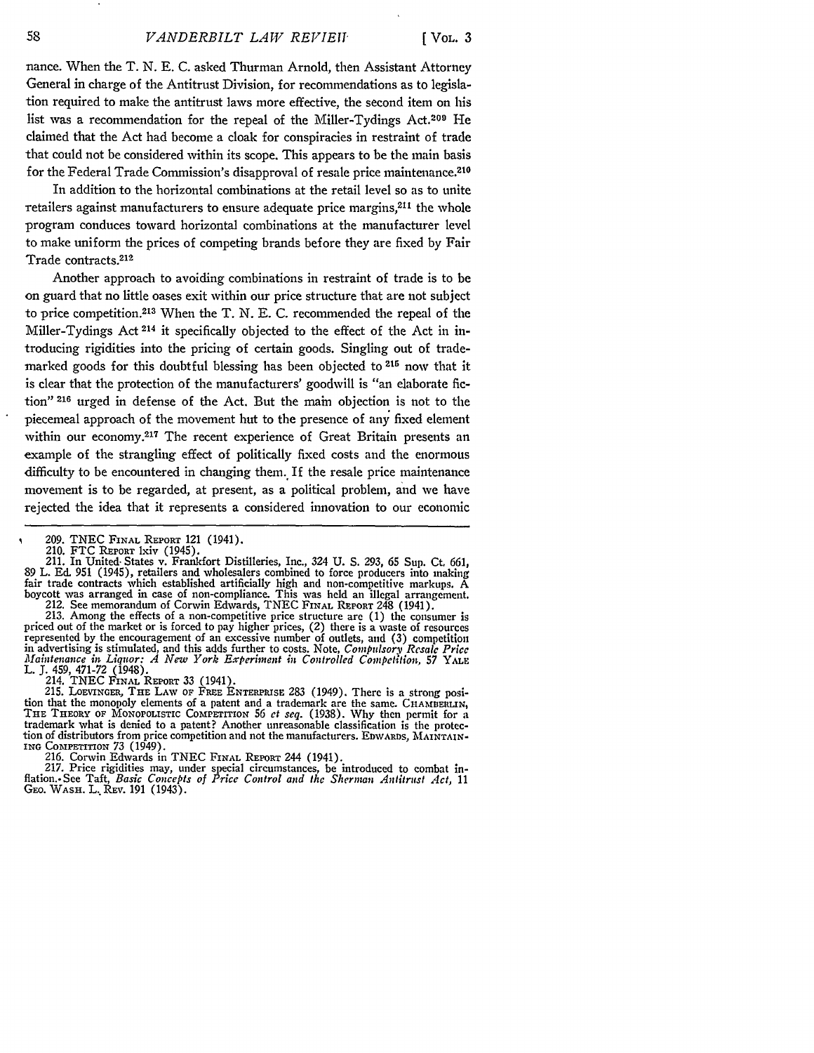nance. When the T. N. E. C. asked Thurman Arnold, then Assistant Attorney General in charge of the Antitrust Division, for recommendations as to legislation required to make the antitrust laws more effective, the second item on his list was a recommendation for the repeal of the Miller-Tydings Act.[209] He claimed that the Act had become a cloak for conspiracies in restraint of trade that could not be considered within its scope. This appears to be the main basis for the Federal Trade Commission's disapproval of resale price maintenance.[210]

In addition to the horizontal combinations at the retail level so as to unite retailers against manufacturers to ensure adequate price margins,[211] the whole program conduces toward horizontal combinations at the manufacturer level to make uniform the prices of competing brands before they are fixed by Fair Trade contracts.[212]

Another approach to avoiding combinations in restraint of trade is to be on guard that no little oases exit within our price structure that are not subject to price competition.[213] When the T. N. E. C. recommended the repeal of the Miller-Tydings Act [214] it specifically objected to the effect of the Act in introducing rigidities into the pricing of certain goods. Singling out of trademarked goods for this doubtful blessing has been objected to [215] now that it is clear that the protection of the manufacturers' goodwill is "an elaborate fiction" [216] urged in defense of the Act. But the main objection is not to the piecemeal approach of the movement but to the presence of any fixed element within our economy.[217] The recent experience of Great Britain presents an example of the strangling effect of politically fixed costs and the enormous difficulty to be encountered in changing them. If the resale price maintenance movement is to be regarded, at present, as a political problem, and we have rejected the idea that it represents a considered innovation to our economic

---

209. TNEC FINAL REPORT 121 (1941).

210. FTC REPORT lxiv (1945).

211. In United States v. Frankfort Distilleries, Inc., 324 U. S. 293, 65 Sup. Ct. 661, 89 L. Ed. 951 (1945), retailers and wholesalers combined to force producers into making fair trade contracts which established artificially high and non-competitive markups. A boycott was arranged in case of non-compliance. This was held an illegal arrangement.

212. See memorandum of Corwin Edwards, TNEC FINAL REPORT 248 (1941).

213. Among the effects of a non-competitive price structure are (1) the consumer is priced out of the market or is forced to pay higher prices, (2) there is a waste of resources represented by the encouragement of an excessive number of outlets, and (3) competition in advertising is stimulated, and this adds further to costs. Note, *Compulsory Resale Price Maintenance in Liquor: A New York Experiment in Controlled Competition*, 57 YALE L. J. 459, 471-72 (1948).

214. TNEC FINAL REPORT 33 (1941).

215. LOEVINGER, THE LAW OF FREE ENTERPRISE 283 (1949). There is a strong position that the monopoly elements of a patent and a trademark are the same. CHAMBERLIN, THE THEORY OF MONOPOLISTIC COMPETITION 56 *et seq.* (1938). Why then permit for a trademark what is denied to a patent? Another unreasonable classification is the protection of distributors from price competition and not the manufacturers. EDWARDS, MAINTAINING COMPETITION 73 (1949).

216. Corwin Edwards in TNEC FINAL REPORT 244 (1941).

217. Price rigidities may, under special circumstances, be introduced to combat inflation. See Taft, *Basic Concepts of Price Control and the Sherman Antitrust Act*, 11 GEO. WASH. L. REV. 191 (1943).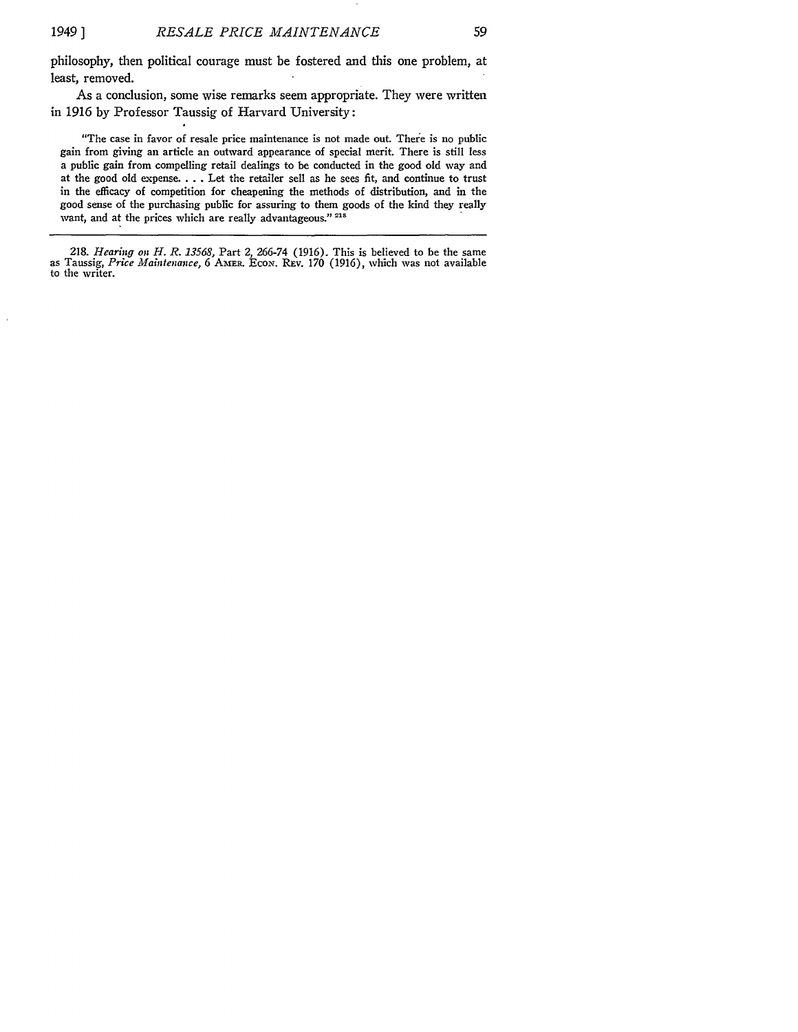philosophy, then political courage must be fostered and this one problem, at least, removed.

As a conclusion, some wise remarks seem appropriate. They were written in 1916 by Professor Taussig of Harvard University:

> "The case in favor of resale price maintenance is not made out. There is no public gain from giving an article an outward appearance of special merit. There is still less a public gain from compelling retail dealings to be conducted in the good old way and at the good old expense. . . . Let the retailer sell as he sees fit, and continue to trust in the efficacy of competition for cheapening the methods of distribution, and in the good sense of the purchasing public for assuring to them goods of the kind they really want, and at the prices which are really advantageous." [218]

---

218. *Hearing on H. R. 13568*, Part 2, 266-74 (1916). This is believed to be the same as Taussig, *Price Maintenance*, 6 AMER. ECON. REV. 170 (1916), which was not available to the writer.